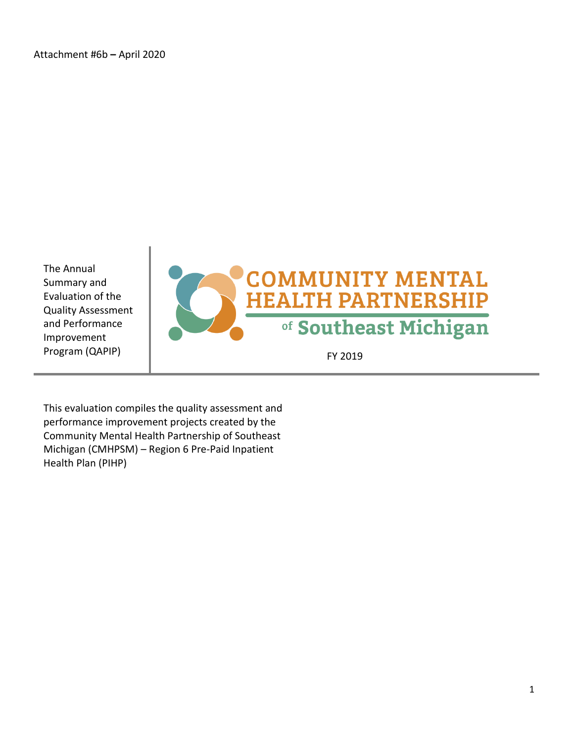Attachment #6b – April 2020

The Annual Summary and Evaluation of the Quality Assessment and Performance Improvement Program (QAPIP)

# COMMUNITY MENTAL HEALTH PARTNERSHIP of Southeast Michigan

FY 2019

This evaluation compiles the quality assessment and performance improvement projects created by the Community Mental Health Partnership of Southeast Michigan (CMHPSM) – Region 6 Pre-Paid Inpatient Health Plan (PIHP)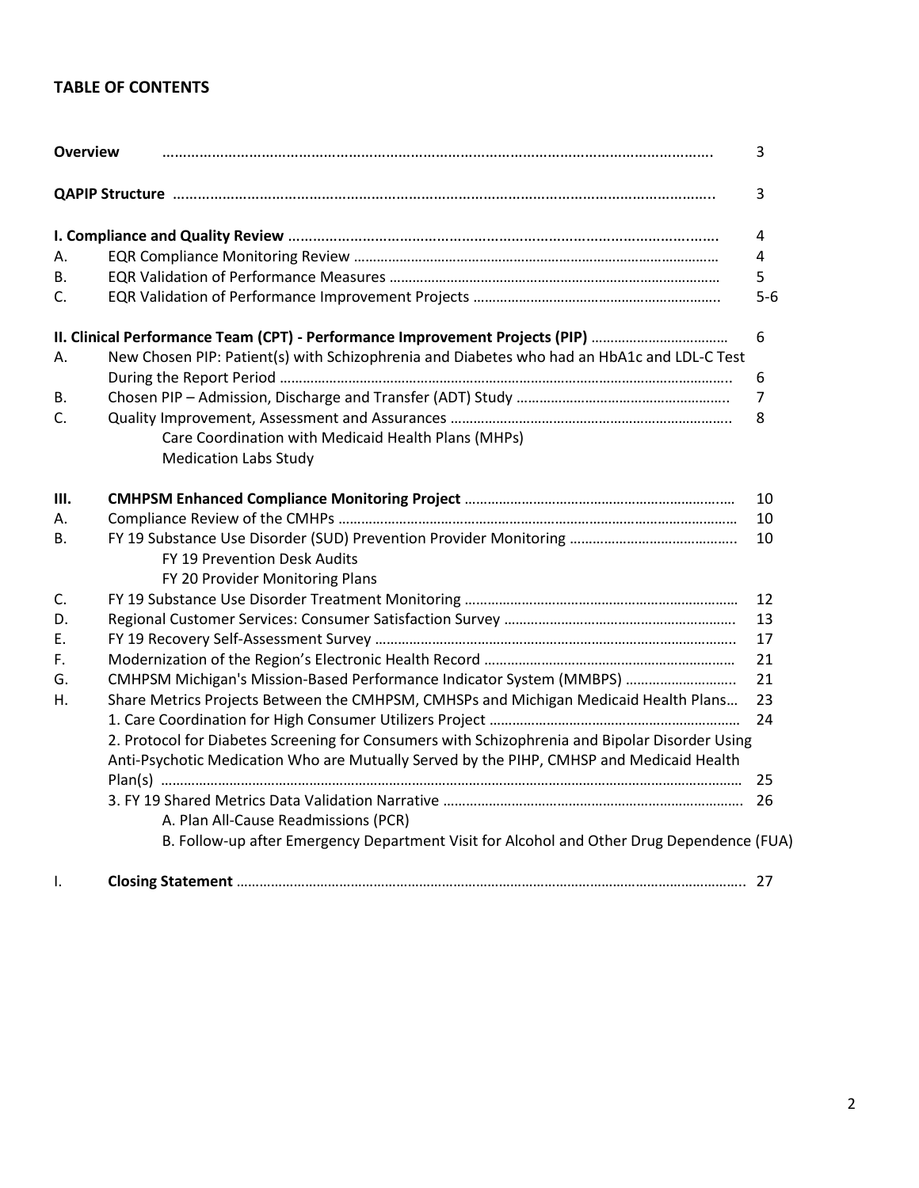## TABLE OF CONTENTS

| | | |
|---|---|---|
| **Overview** | | 3 |
| **QAPIP Structure** | | 3 |
| **I. Compliance and Quality Review** | | 4 |
| A. | EQR Compliance Monitoring Review | 4 |
| B. | EQR Validation of Performance Measures | 5 |
| C. | EQR Validation of Performance Improvement Projects | 5-6 |
| **II. Clinical Performance Team (CPT) - Performance Improvement Projects (PIP)** | | 6 |
| A. | New Chosen PIP: Patient(s) with Schizophrenia and Diabetes who had an HbA1c and LDL-C Test During the Report Period | 6 |
| B. | Chosen PIP – Admission, Discharge and Transfer (ADT) Study | 7 |
| C. | Quality Improvement, Assessment and Assurances<br>Care Coordination with Medicaid Health Plans (MHPs)<br>Medication Labs Study | 8 |
| **III.** | **CMHPSM Enhanced Compliance Monitoring Project** | 10 |
| A. | Compliance Review of the CMHPs | 10 |
| B. | FY 19 Substance Use Disorder (SUD) Prevention Provider Monitoring<br>FY 19 Prevention Desk Audits<br>FY 20 Provider Monitoring Plans | 10 |
| C. | FY 19 Substance Use Disorder Treatment Monitoring | 12 |
| D. | Regional Customer Services: Consumer Satisfaction Survey | 13 |
| E. | FY 19 Recovery Self-Assessment Survey | 17 |
| F. | Modernization of the Region's Electronic Health Record | 21 |
| G. | CMHPSM Michigan's Mission-Based Performance Indicator System (MMBPS) | 21 |
| H. | Share Metrics Projects Between the CMHPSM, CMHSPs and Michigan Medicaid Health Plans… | 23 |
| | 1. Care Coordination for High Consumer Utilizers Project | 24 |
| | 2. Protocol for Diabetes Screening for Consumers with Schizophrenia and Bipolar Disorder Using Anti-Psychotic Medication Who are Mutually Served by the PIHP, CMHSP and Medicaid Health Plan(s) | 25 |
| | 3. FY 19 Shared Metrics Data Validation Narrative<br>A. Plan All-Cause Readmissions (PCR)<br>B. Follow-up after Emergency Department Visit for Alcohol and Other Drug Dependence (FUA) | 26 |
| I. | **Closing Statement** | 27 |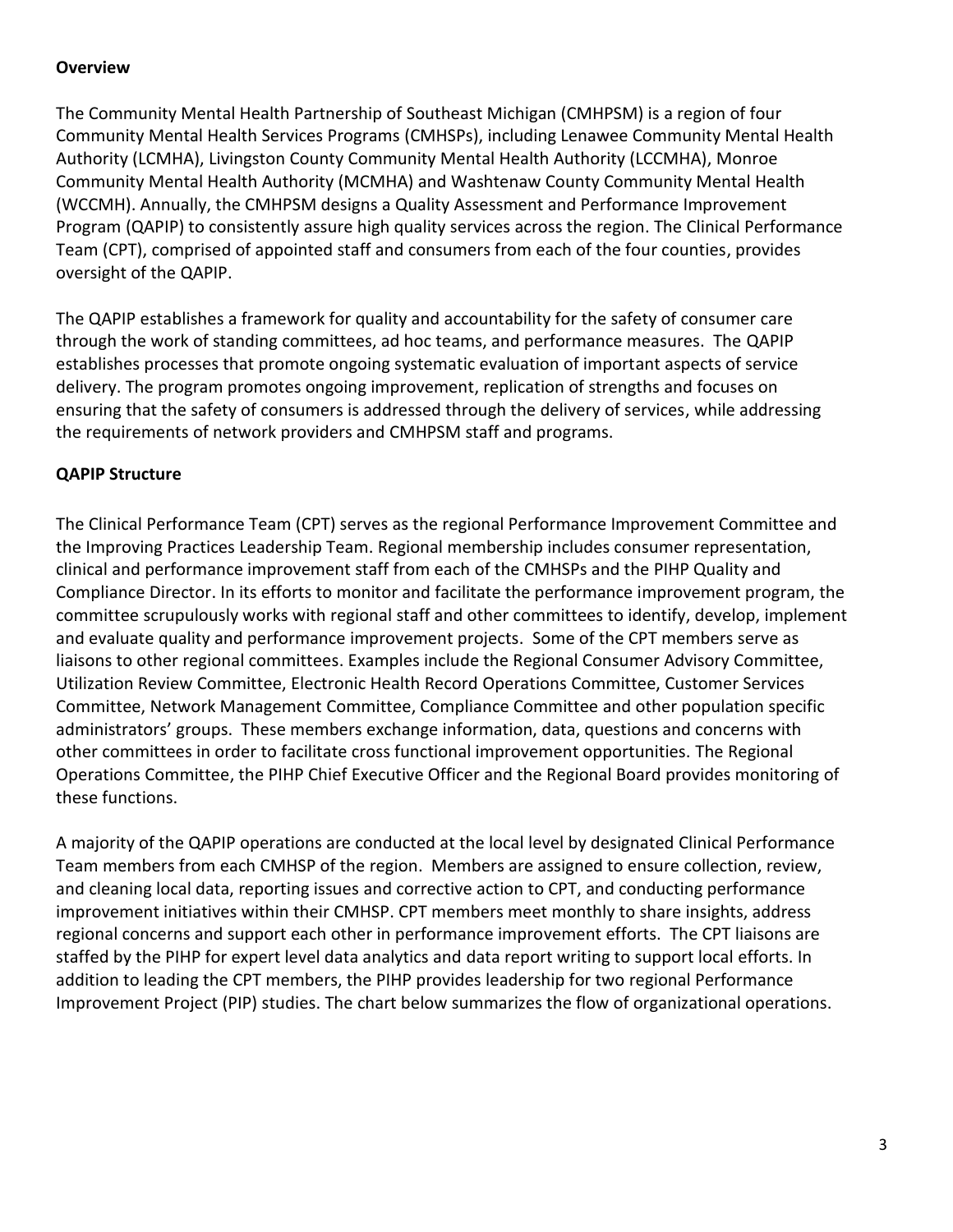**Overview**

The Community Mental Health Partnership of Southeast Michigan (CMHPSM) is a region of four Community Mental Health Services Programs (CMHSPs), including Lenawee Community Mental Health Authority (LCMHA), Livingston County Community Mental Health Authority (LCCMHA), Monroe Community Mental Health Authority (MCMHA) and Washtenaw County Community Mental Health (WCCMH). Annually, the CMHPSM designs a Quality Assessment and Performance Improvement Program (QAPIP) to consistently assure high quality services across the region. The Clinical Performance Team (CPT), comprised of appointed staff and consumers from each of the four counties, provides oversight of the QAPIP.

The QAPIP establishes a framework for quality and accountability for the safety of consumer care through the work of standing committees, ad hoc teams, and performance measures. The QAPIP establishes processes that promote ongoing systematic evaluation of important aspects of service delivery. The program promotes ongoing improvement, replication of strengths and focuses on ensuring that the safety of consumers is addressed through the delivery of services, while addressing the requirements of network providers and CMHPSM staff and programs.

**QAPIP Structure**

The Clinical Performance Team (CPT) serves as the regional Performance Improvement Committee and the Improving Practices Leadership Team. Regional membership includes consumer representation, clinical and performance improvement staff from each of the CMHSPs and the PIHP Quality and Compliance Director. In its efforts to monitor and facilitate the performance improvement program, the committee scrupulously works with regional staff and other committees to identify, develop, implement and evaluate quality and performance improvement projects. Some of the CPT members serve as liaisons to other regional committees. Examples include the Regional Consumer Advisory Committee, Utilization Review Committee, Electronic Health Record Operations Committee, Customer Services Committee, Network Management Committee, Compliance Committee and other population specific administrators' groups. These members exchange information, data, questions and concerns with other committees in order to facilitate cross functional improvement opportunities. The Regional Operations Committee, the PIHP Chief Executive Officer and the Regional Board provides monitoring of these functions.

A majority of the QAPIP operations are conducted at the local level by designated Clinical Performance Team members from each CMHSP of the region. Members are assigned to ensure collection, review, and cleaning local data, reporting issues and corrective action to CPT, and conducting performance improvement initiatives within their CMHSP. CPT members meet monthly to share insights, address regional concerns and support each other in performance improvement efforts. The CPT liaisons are staffed by the PIHP for expert level data analytics and data report writing to support local efforts. In addition to leading the CPT members, the PIHP provides leadership for two regional Performance Improvement Project (PIP) studies. The chart below summarizes the flow of organizational operations.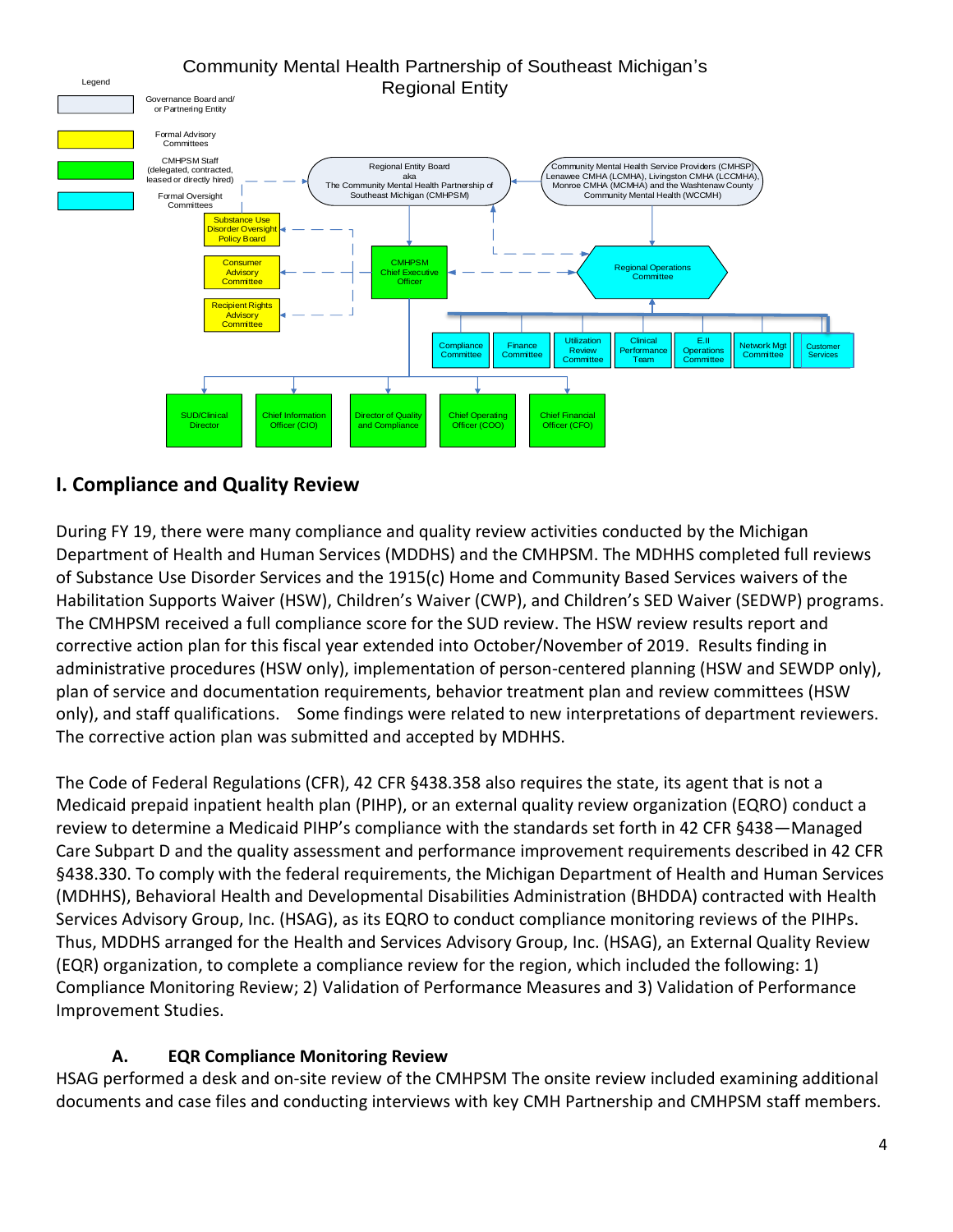Community Mental Health Partnership of Southeast Michigan's Regional Entity

Legend

- Governance Board and/ or Partnering Entity
- Formal Advisory Committees
- CMHPSM Staff (delegated, contracted, leased or directly hired)
- Formal Oversight Committees

Regional Entity Board aka The Community Mental Health Partnership of Southeast Michigan (CMHPSM)

Community Mental Health Service Providers (CMHSP) Lenawee CMHA (LCMHA), Livingston CMHA (LCCMHA), Monroe CMHA (MCMHA) and the Washtenaw County Community Mental Health (WCCMH)

Substance Use Disorder Oversight Policy Board

Consumer Advisory Committee

Recipient Rights Advisory Committee

CMHPSM Chief Executive Officer

Regional Operations Committee

Compliance Committee | Finance Committee | Utilization Review Committee | Clinical Performance Team | E.II Operations Committee | Network Mgt Committee | Customer Services

SUD/Clinical Director | Chief Information Officer (CIO) | Director of Quality and Compliance | Chief Operating Officer (COO) | Chief Financial Officer (CFO)

## I. Compliance and Quality Review

During FY 19, there were many compliance and quality review activities conducted by the Michigan Department of Health and Human Services (MDDHS) and the CMHPSM. The MDHHS completed full reviews of Substance Use Disorder Services and the 1915(c) Home and Community Based Services waivers of the Habilitation Supports Waiver (HSW), Children's Waiver (CWP), and Children's SED Waiver (SEDWP) programs. The CMHPSM received a full compliance score for the SUD review. The HSW review results report and corrective action plan for this fiscal year extended into October/November of 2019. Results finding in administrative procedures (HSW only), implementation of person-centered planning (HSW and SEWDP only), plan of service and documentation requirements, behavior treatment plan and review committees (HSW only), and staff qualifications. Some findings were related to new interpretations of department reviewers. The corrective action plan was submitted and accepted by MDHHS.

The Code of Federal Regulations (CFR), 42 CFR §438.358 also requires the state, its agent that is not a Medicaid prepaid inpatient health plan (PIHP), or an external quality review organization (EQRO) conduct a review to determine a Medicaid PIHP's compliance with the standards set forth in 42 CFR §438—Managed Care Subpart D and the quality assessment and performance improvement requirements described in 42 CFR §438.330. To comply with the federal requirements, the Michigan Department of Health and Human Services (MDHHS), Behavioral Health and Developmental Disabilities Administration (BHDDA) contracted with Health Services Advisory Group, Inc. (HSAG), as its EQRO to conduct compliance monitoring reviews of the PIHPs. Thus, MDDHS arranged for the Health and Services Advisory Group, Inc. (HSAG), an External Quality Review (EQR) organization, to complete a compliance review for the region, which included the following: 1) Compliance Monitoring Review; 2) Validation of Performance Measures and 3) Validation of Performance Improvement Studies.

### A. EQR Compliance Monitoring Review

HSAG performed a desk and on-site review of the CMHPSM The onsite review included examining additional documents and case files and conducting interviews with key CMH Partnership and CMHPSM staff members.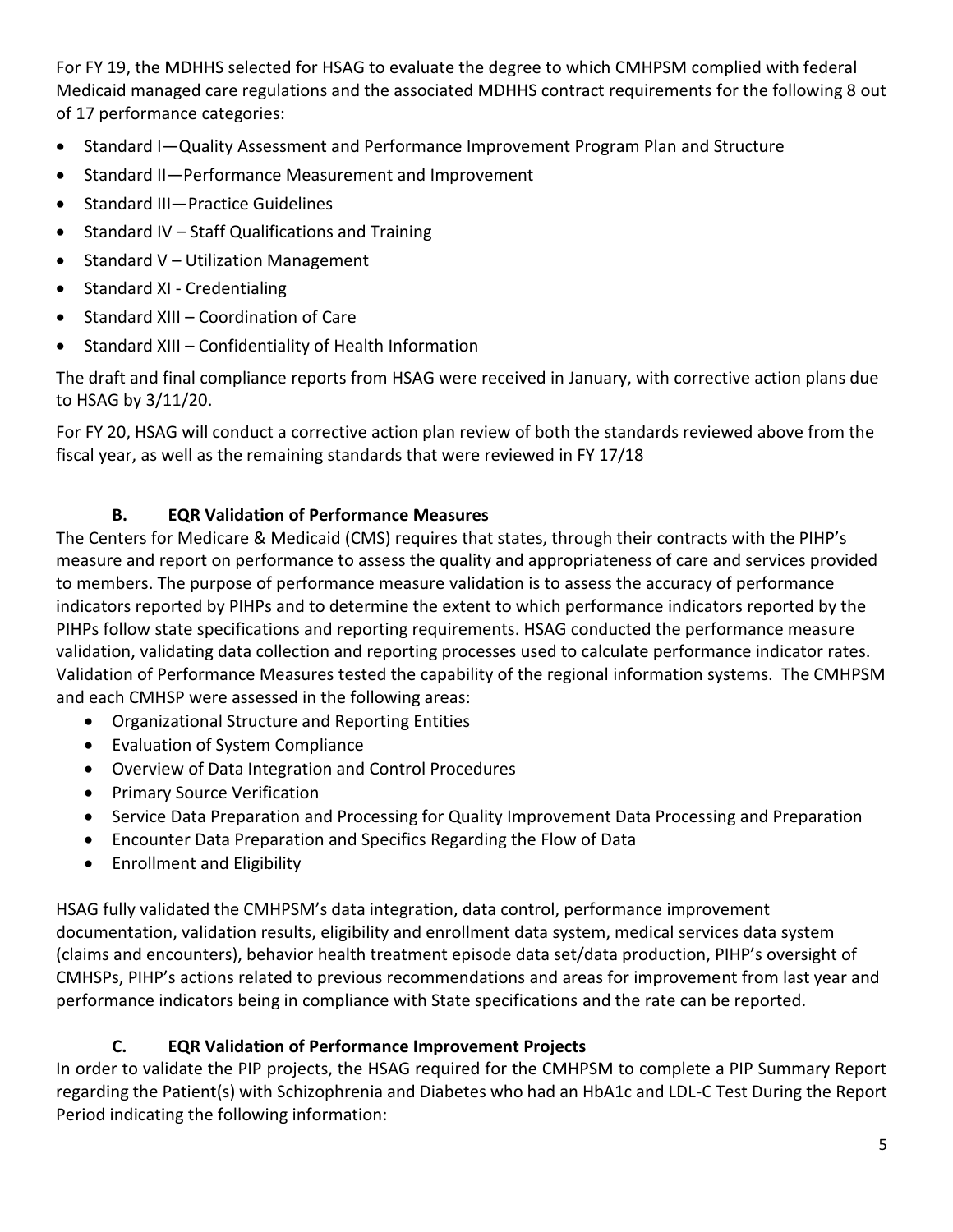For FY 19, the MDHHS selected for HSAG to evaluate the degree to which CMHPSM complied with federal Medicaid managed care regulations and the associated MDHHS contract requirements for the following 8 out of 17 performance categories:

- Standard I—Quality Assessment and Performance Improvement Program Plan and Structure
- Standard II—Performance Measurement and Improvement
- Standard III—Practice Guidelines
- Standard IV – Staff Qualifications and Training
- Standard V – Utilization Management
- Standard XI - Credentialing
- Standard XIII – Coordination of Care
- Standard XIII – Confidentiality of Health Information

The draft and final compliance reports from HSAG were received in January, with corrective action plans due to HSAG by 3/11/20.

For FY 20, HSAG will conduct a corrective action plan review of both the standards reviewed above from the fiscal year, as well as the remaining standards that were reviewed in FY 17/18

### B. EQR Validation of Performance Measures

The Centers for Medicare & Medicaid (CMS) requires that states, through their contracts with the PIHP's measure and report on performance to assess the quality and appropriateness of care and services provided to members. The purpose of performance measure validation is to assess the accuracy of performance indicators reported by PIHPs and to determine the extent to which performance indicators reported by the PIHPs follow state specifications and reporting requirements. HSAG conducted the performance measure validation, validating data collection and reporting processes used to calculate performance indicator rates. Validation of Performance Measures tested the capability of the regional information systems. The CMHPSM and each CMHSP were assessed in the following areas:

- Organizational Structure and Reporting Entities
- Evaluation of System Compliance
- Overview of Data Integration and Control Procedures
- Primary Source Verification
- Service Data Preparation and Processing for Quality Improvement Data Processing and Preparation
- Encounter Data Preparation and Specifics Regarding the Flow of Data
- Enrollment and Eligibility

HSAG fully validated the CMHPSM's data integration, data control, performance improvement documentation, validation results, eligibility and enrollment data system, medical services data system (claims and encounters), behavior health treatment episode data set/data production, PIHP's oversight of CMHSPs, PIHP's actions related to previous recommendations and areas for improvement from last year and performance indicators being in compliance with State specifications and the rate can be reported.

### C. EQR Validation of Performance Improvement Projects

In order to validate the PIP projects, the HSAG required for the CMHPSM to complete a PIP Summary Report regarding the Patient(s) with Schizophrenia and Diabetes who had an HbA1c and LDL-C Test During the Report Period indicating the following information: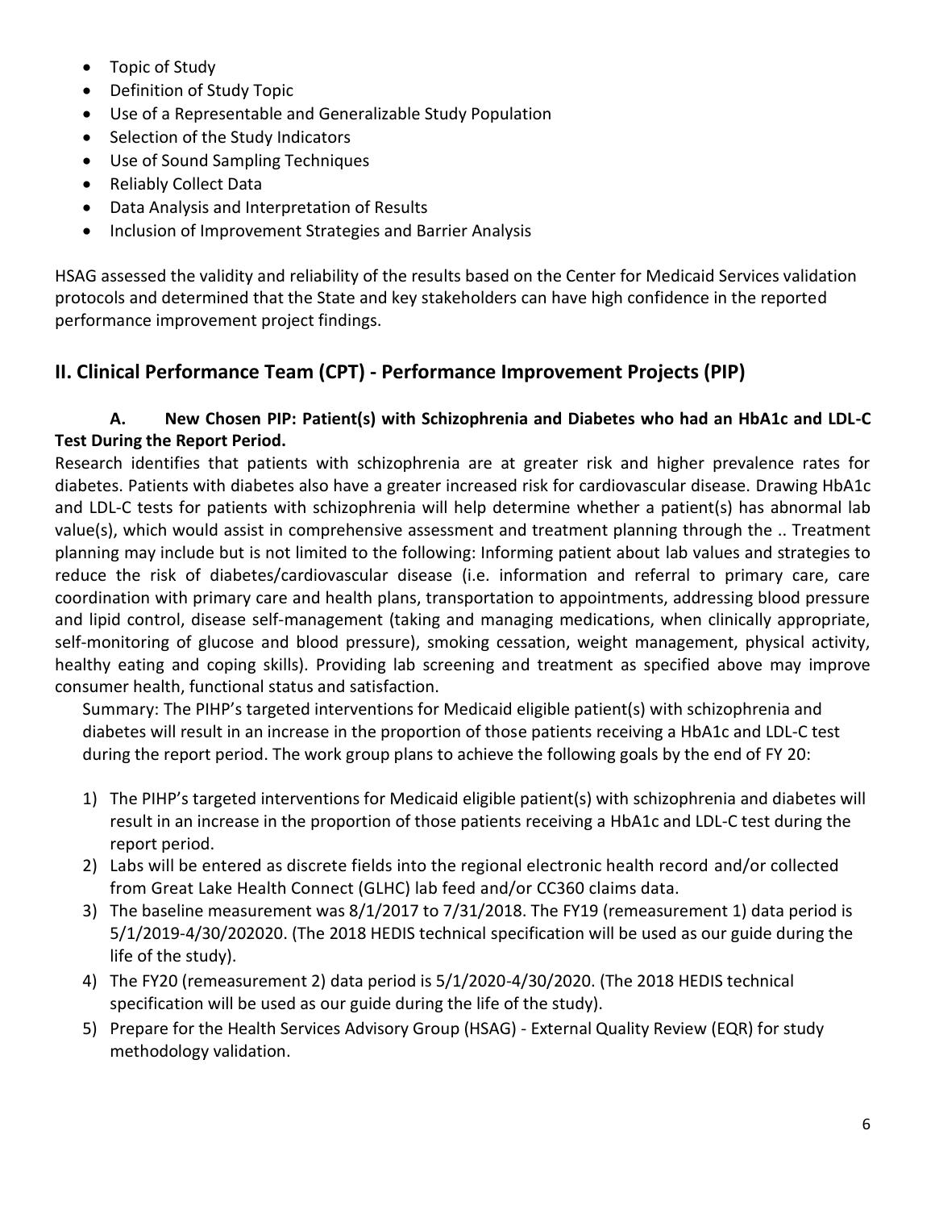- Topic of Study
- Definition of Study Topic
- Use of a Representable and Generalizable Study Population
- Selection of the Study Indicators
- Use of Sound Sampling Techniques
- Reliably Collect Data
- Data Analysis and Interpretation of Results
- Inclusion of Improvement Strategies and Barrier Analysis

HSAG assessed the validity and reliability of the results based on the Center for Medicaid Services validation protocols and determined that the State and key stakeholders can have high confidence in the reported performance improvement project findings.

## II. Clinical Performance Team (CPT) - Performance Improvement Projects (PIP)

### A. New Chosen PIP: Patient(s) with Schizophrenia and Diabetes who had an HbA1c and LDL-C Test During the Report Period.

Research identifies that patients with schizophrenia are at greater risk and higher prevalence rates for diabetes. Patients with diabetes also have a greater increased risk for cardiovascular disease. Drawing HbA1c and LDL-C tests for patients with schizophrenia will help determine whether a patient(s) has abnormal lab value(s), which would assist in comprehensive assessment and treatment planning through the .. Treatment planning may include but is not limited to the following: Informing patient about lab values and strategies to reduce the risk of diabetes/cardiovascular disease (i.e. information and referral to primary care, care coordination with primary care and health plans, transportation to appointments, addressing blood pressure and lipid control, disease self-management (taking and managing medications, when clinically appropriate, self-monitoring of glucose and blood pressure), smoking cessation, weight management, physical activity, healthy eating and coping skills). Providing lab screening and treatment as specified above may improve consumer health, functional status and satisfaction.

Summary: The PIHP's targeted interventions for Medicaid eligible patient(s) with schizophrenia and diabetes will result in an increase in the proportion of those patients receiving a HbA1c and LDL-C test during the report period. The work group plans to achieve the following goals by the end of FY 20:

1) The PIHP's targeted interventions for Medicaid eligible patient(s) with schizophrenia and diabetes will result in an increase in the proportion of those patients receiving a HbA1c and LDL-C test during the report period.
2) Labs will be entered as discrete fields into the regional electronic health record and/or collected from Great Lake Health Connect (GLHC) lab feed and/or CC360 claims data.
3) The baseline measurement was 8/1/2017 to 7/31/2018. The FY19 (remeasurement 1) data period is 5/1/2019-4/30/202020. (The 2018 HEDIS technical specification will be used as our guide during the life of the study).
4) The FY20 (remeasurement 2) data period is 5/1/2020-4/30/2020. (The 2018 HEDIS technical specification will be used as our guide during the life of the study).
5) Prepare for the Health Services Advisory Group (HSAG) - External Quality Review (EQR) for study methodology validation.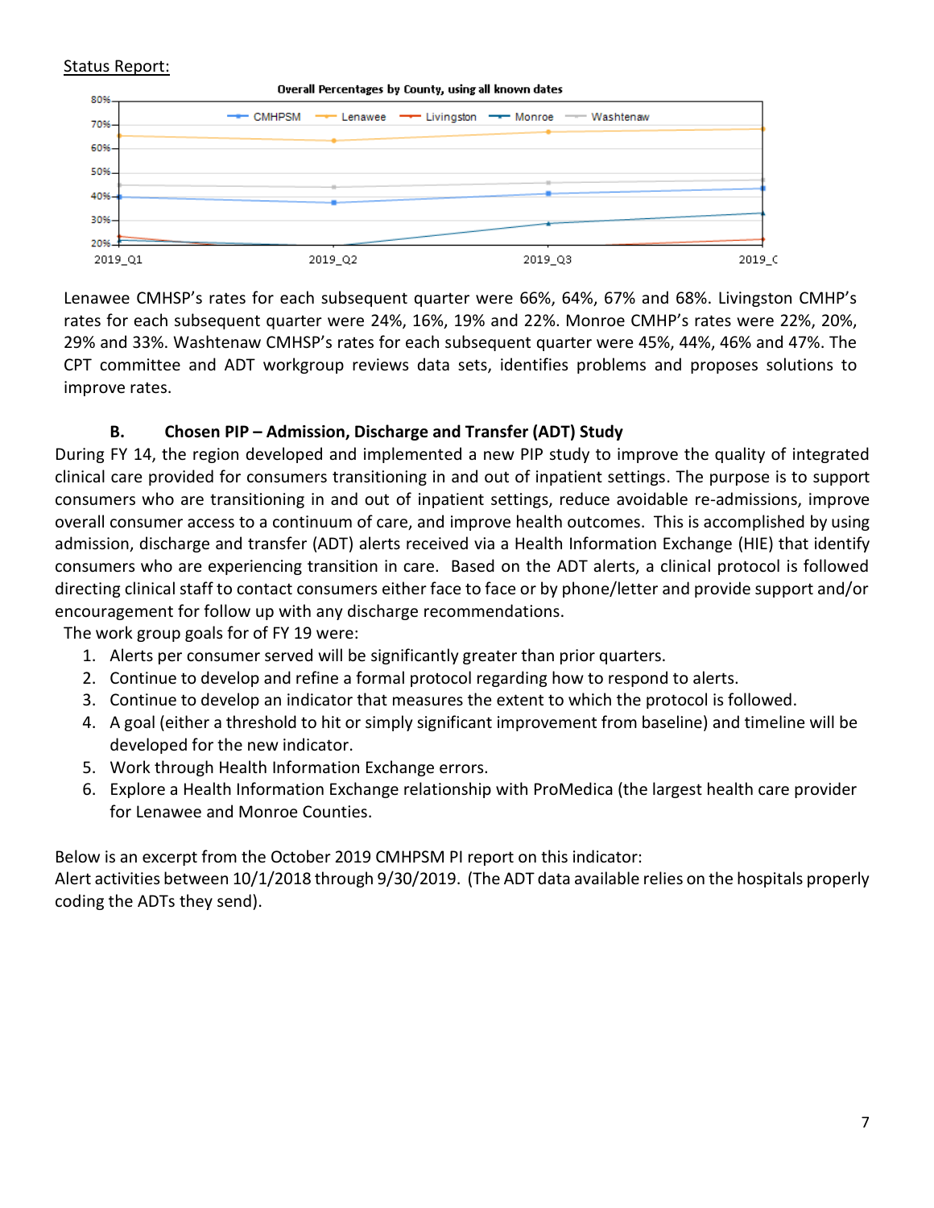Status Report:

Lenawee CMHSP's rates for each subsequent quarter were 66%, 64%, 67% and 68%. Livingston CMHP's rates for each subsequent quarter were 24%, 16%, 19% and 22%. Monroe CMHP's rates were 22%, 20%, 29% and 33%. Washtenaw CMHSP's rates for each subsequent quarter were 45%, 44%, 46% and 47%. The CPT committee and ADT workgroup reviews data sets, identifies problems and proposes solutions to improve rates.

### B. Chosen PIP – Admission, Discharge and Transfer (ADT) Study

During FY 14, the region developed and implemented a new PIP study to improve the quality of integrated clinical care provided for consumers transitioning in and out of inpatient settings. The purpose is to support consumers who are transitioning in and out of inpatient settings, reduce avoidable re-admissions, improve overall consumer access to a continuum of care, and improve health outcomes. This is accomplished by using admission, discharge and transfer (ADT) alerts received via a Health Information Exchange (HIE) that identify consumers who are experiencing transition in care. Based on the ADT alerts, a clinical protocol is followed directing clinical staff to contact consumers either face to face or by phone/letter and provide support and/or encouragement for follow up with any discharge recommendations.

The work group goals for of FY 19 were:

1. Alerts per consumer served will be significantly greater than prior quarters.
2. Continue to develop and refine a formal protocol regarding how to respond to alerts.
3. Continue to develop an indicator that measures the extent to which the protocol is followed.
4. A goal (either a threshold to hit or simply significant improvement from baseline) and timeline will be developed for the new indicator.
5. Work through Health Information Exchange errors.
6. Explore a Health Information Exchange relationship with ProMedica (the largest health care provider for Lenawee and Monroe Counties.

Below is an excerpt from the October 2019 CMHPSM PI report on this indicator:
Alert activities between 10/1/2018 through 9/30/2019. (The ADT data available relies on the hospitals properly coding the ADTs they send).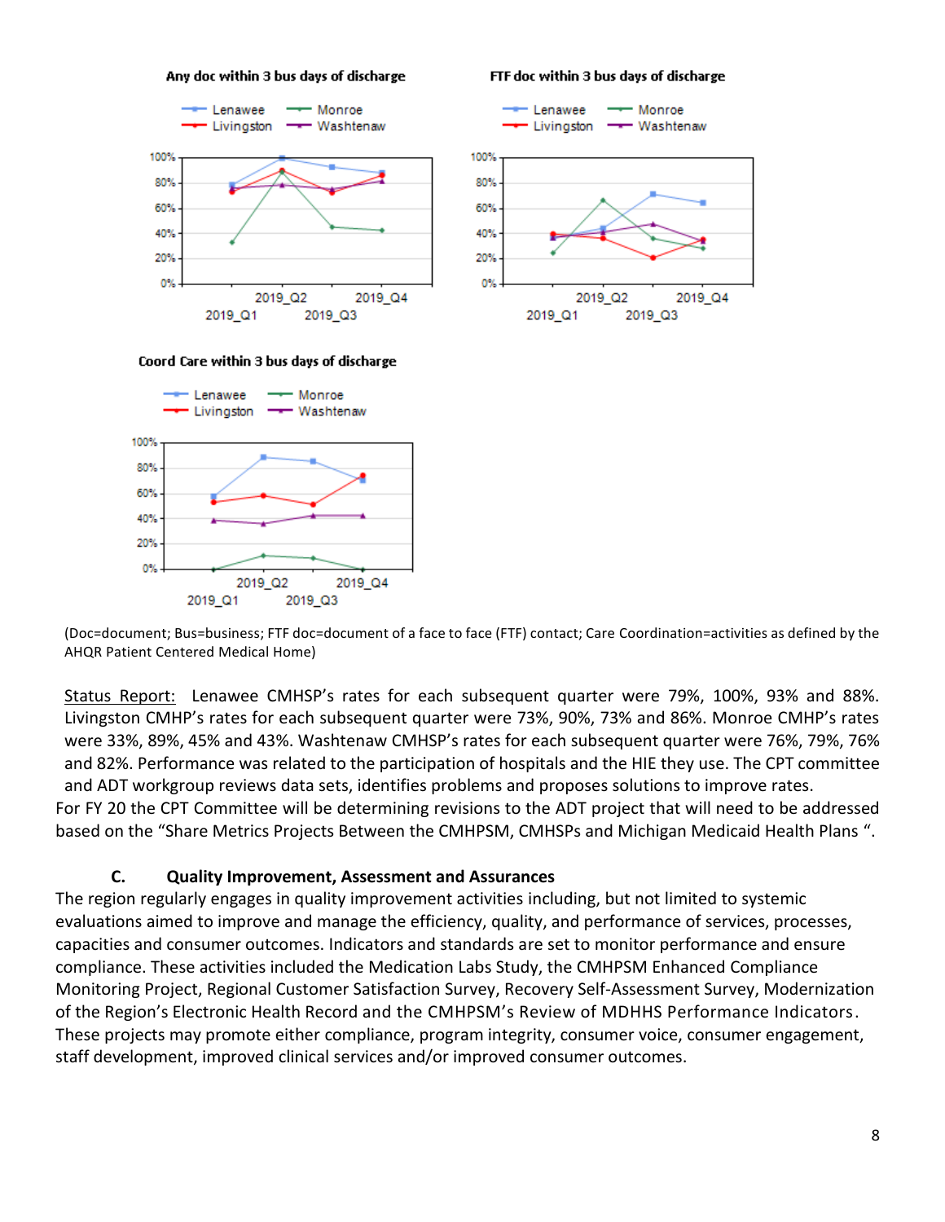**Any doc within 3 bus days of discharge**

**FTF doc within 3 bus days of discharge**

**Coord Care within 3 bus days of discharge**

(Doc=document; Bus=business; FTF doc=document of a face to face (FTF) contact; Care Coordination=activities as defined by the AHQR Patient Centered Medical Home)

Status Report: Lenawee CMHSP's rates for each subsequent quarter were 79%, 100%, 93% and 88%. Livingston CMHP's rates for each subsequent quarter were 73%, 90%, 73% and 86%. Monroe CMHP's rates were 33%, 89%, 45% and 43%. Washtenaw CMHSP's rates for each subsequent quarter were 76%, 79%, 76% and 82%. Performance was related to the participation of hospitals and the HIE they use. The CPT committee and ADT workgroup reviews data sets, identifies problems and proposes solutions to improve rates.

For FY 20 the CPT Committee will be determining revisions to the ADT project that will need to be addressed based on the "Share Metrics Projects Between the CMHPSM, CMHSPs and Michigan Medicaid Health Plans ".

### C. Quality Improvement, Assessment and Assurances

The region regularly engages in quality improvement activities including, but not limited to systemic evaluations aimed to improve and manage the efficiency, quality, and performance of services, processes, capacities and consumer outcomes. Indicators and standards are set to monitor performance and ensure compliance. These activities included the Medication Labs Study, the CMHPSM Enhanced Compliance Monitoring Project, Regional Customer Satisfaction Survey, Recovery Self-Assessment Survey, Modernization of the Region's Electronic Health Record and the CMHPSM's Review of MDHHS Performance Indicators. These projects may promote either compliance, program integrity, consumer voice, consumer engagement, staff development, improved clinical services and/or improved consumer outcomes.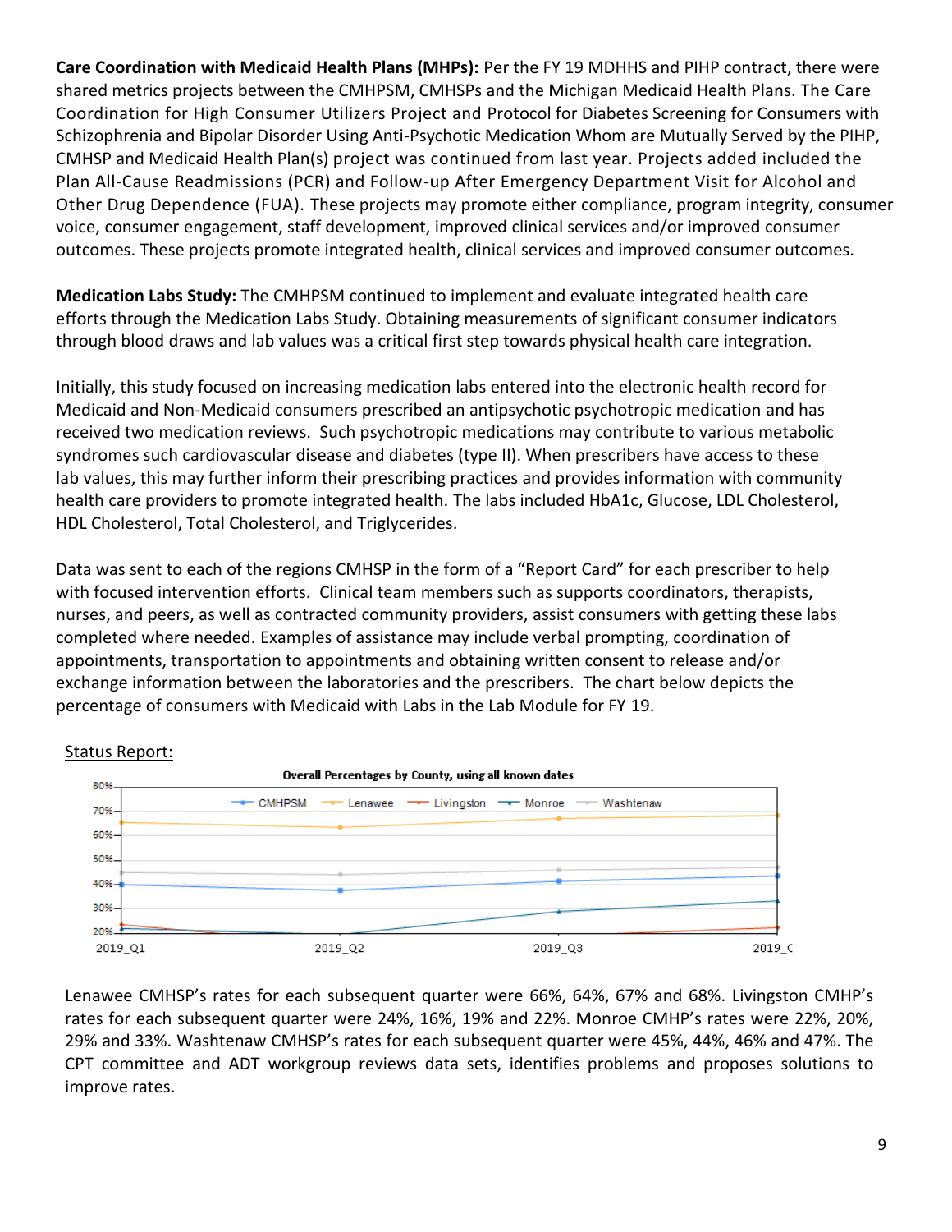**Care Coordination with Medicaid Health Plans (MHPs):** Per the FY 19 MDHHS and PIHP contract, there were shared metrics projects between the CMHPSM, CMHSPs and the Michigan Medicaid Health Plans. The Care Coordination for High Consumer Utilizers Project and Protocol for Diabetes Screening for Consumers with Schizophrenia and Bipolar Disorder Using Anti-Psychotic Medication Whom are Mutually Served by the PIHP, CMHSP and Medicaid Health Plan(s) project was continued from last year. Projects added included the Plan All-Cause Readmissions (PCR) and Follow-up After Emergency Department Visit for Alcohol and Other Drug Dependence (FUA). These projects may promote either compliance, program integrity, consumer voice, consumer engagement, staff development, improved clinical services and/or improved consumer outcomes. These projects promote integrated health, clinical services and improved consumer outcomes.

**Medication Labs Study:** The CMHPSM continued to implement and evaluate integrated health care efforts through the Medication Labs Study. Obtaining measurements of significant consumer indicators through blood draws and lab values was a critical first step towards physical health care integration.

Initially, this study focused on increasing medication labs entered into the electronic health record for Medicaid and Non-Medicaid consumers prescribed an antipsychotic psychotropic medication and has received two medication reviews. Such psychotropic medications may contribute to various metabolic syndromes such cardiovascular disease and diabetes (type II). When prescribers have access to these lab values, this may further inform their prescribing practices and provides information with community health care providers to promote integrated health. The labs included HbA1c, Glucose, LDL Cholesterol, HDL Cholesterol, Total Cholesterol, and Triglycerides.

Data was sent to each of the regions CMHSP in the form of a "Report Card" for each prescriber to help with focused intervention efforts. Clinical team members such as supports coordinators, therapists, nurses, and peers, as well as contracted community providers, assist consumers with getting these labs completed where needed. Examples of assistance may include verbal prompting, coordination of appointments, transportation to appointments and obtaining written consent to release and/or exchange information between the laboratories and the prescribers. The chart below depicts the percentage of consumers with Medicaid with Labs in the Lab Module for FY 19.

Status Report:

**Overall Percentages by County, using all known dates**

Lenawee CMHSP's rates for each subsequent quarter were 66%, 64%, 67% and 68%. Livingston CMHP's rates for each subsequent quarter were 24%, 16%, 19% and 22%. Monroe CMHP's rates were 22%, 20%, 29% and 33%. Washtenaw CMHSP's rates for each subsequent quarter were 45%, 44%, 46% and 47%. The CPT committee and ADT workgroup reviews data sets, identifies problems and proposes solutions to improve rates.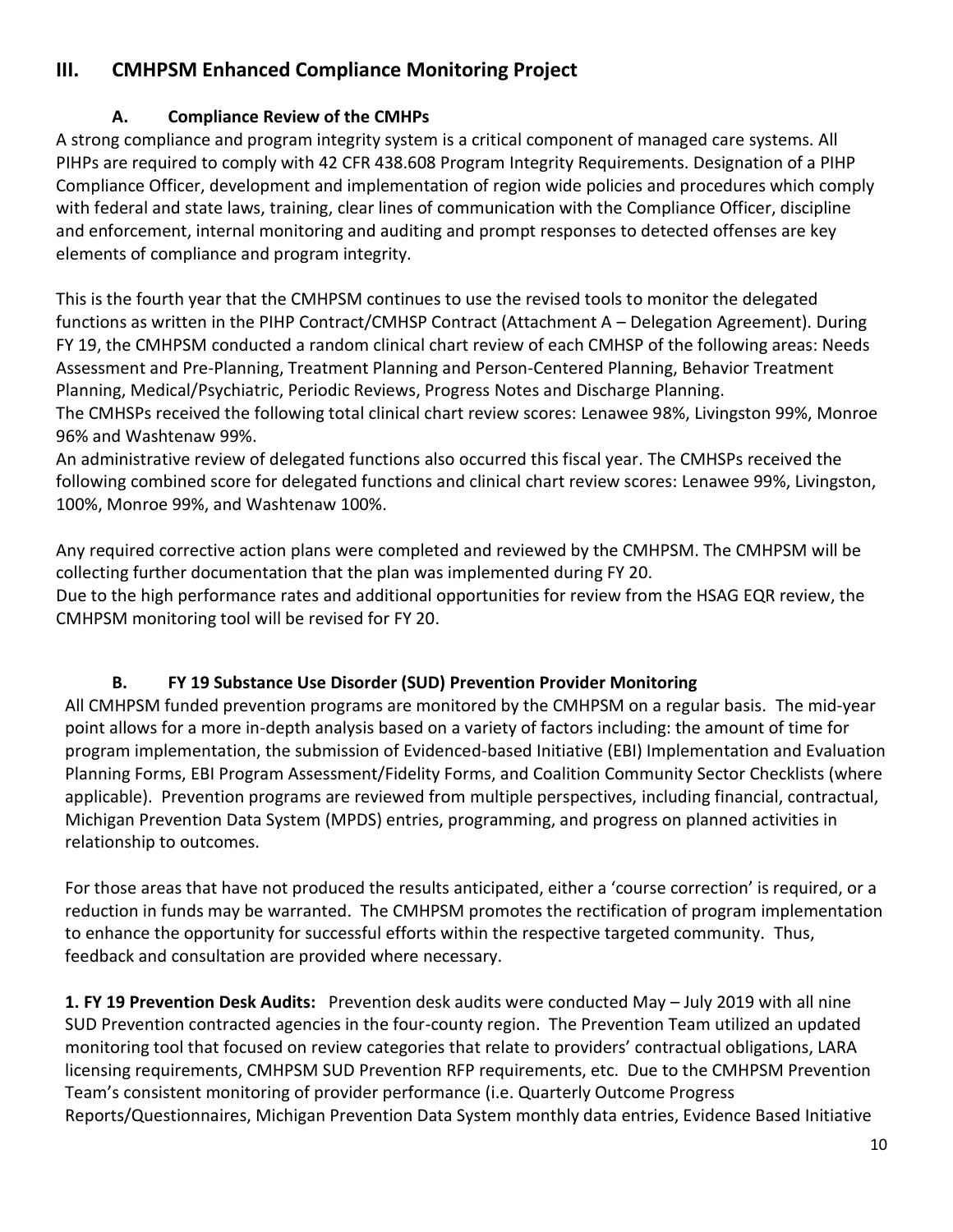## III. CMHPSM Enhanced Compliance Monitoring Project

### A. Compliance Review of the CMHPs

A strong compliance and program integrity system is a critical component of managed care systems. All PIHPs are required to comply with 42 CFR 438.608 Program Integrity Requirements. Designation of a PIHP Compliance Officer, development and implementation of region wide policies and procedures which comply with federal and state laws, training, clear lines of communication with the Compliance Officer, discipline and enforcement, internal monitoring and auditing and prompt responses to detected offenses are key elements of compliance and program integrity.

This is the fourth year that the CMHPSM continues to use the revised tools to monitor the delegated functions as written in the PIHP Contract/CMHSP Contract (Attachment A – Delegation Agreement). During FY 19, the CMHPSM conducted a random clinical chart review of each CMHSP of the following areas: Needs Assessment and Pre-Planning, Treatment Planning and Person-Centered Planning, Behavior Treatment Planning, Medical/Psychiatric, Periodic Reviews, Progress Notes and Discharge Planning.
The CMHSPs received the following total clinical chart review scores: Lenawee 98%, Livingston 99%, Monroe 96% and Washtenaw 99%.
An administrative review of delegated functions also occurred this fiscal year. The CMHSPs received the following combined score for delegated functions and clinical chart review scores: Lenawee 99%, Livingston, 100%, Monroe 99%, and Washtenaw 100%.

Any required corrective action plans were completed and reviewed by the CMHPSM. The CMHPSM will be collecting further documentation that the plan was implemented during FY 20.
Due to the high performance rates and additional opportunities for review from the HSAG EQR review, the CMHPSM monitoring tool will be revised for FY 20.

### B. FY 19 Substance Use Disorder (SUD) Prevention Provider Monitoring

All CMHPSM funded prevention programs are monitored by the CMHPSM on a regular basis. The mid-year point allows for a more in-depth analysis based on a variety of factors including: the amount of time for program implementation, the submission of Evidenced-based Initiative (EBI) Implementation and Evaluation Planning Forms, EBI Program Assessment/Fidelity Forms, and Coalition Community Sector Checklists (where applicable). Prevention programs are reviewed from multiple perspectives, including financial, contractual, Michigan Prevention Data System (MPDS) entries, programming, and progress on planned activities in relationship to outcomes.

For those areas that have not produced the results anticipated, either a 'course correction' is required, or a reduction in funds may be warranted. The CMHPSM promotes the rectification of program implementation to enhance the opportunity for successful efforts within the respective targeted community. Thus, feedback and consultation are provided where necessary.

**1. FY 19 Prevention Desk Audits:** Prevention desk audits were conducted May – July 2019 with all nine SUD Prevention contracted agencies in the four-county region. The Prevention Team utilized an updated monitoring tool that focused on review categories that relate to providers' contractual obligations, LARA licensing requirements, CMHPSM SUD Prevention RFP requirements, etc. Due to the CMHPSM Prevention Team's consistent monitoring of provider performance (i.e. Quarterly Outcome Progress Reports/Questionnaires, Michigan Prevention Data System monthly data entries, Evidence Based Initiative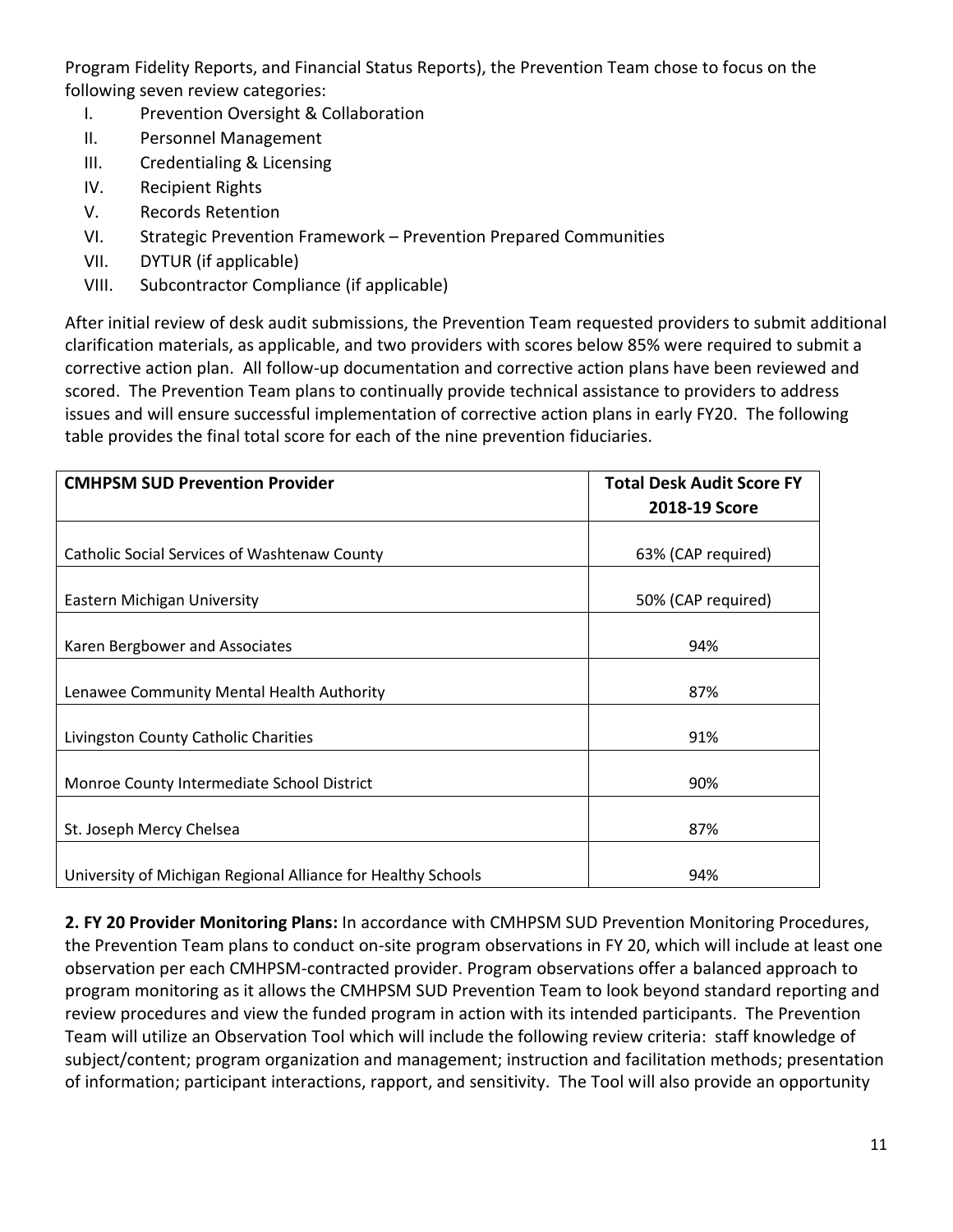Program Fidelity Reports, and Financial Status Reports), the Prevention Team chose to focus on the following seven review categories:

I. Prevention Oversight & Collaboration
II. Personnel Management
III. Credentialing & Licensing
IV. Recipient Rights
V. Records Retention
VI. Strategic Prevention Framework – Prevention Prepared Communities
VII. DYTUR (if applicable)
VIII. Subcontractor Compliance (if applicable)

After initial review of desk audit submissions, the Prevention Team requested providers to submit additional clarification materials, as applicable, and two providers with scores below 85% were required to submit a corrective action plan. All follow-up documentation and corrective action plans have been reviewed and scored. The Prevention Team plans to continually provide technical assistance to providers to address issues and will ensure successful implementation of corrective action plans in early FY20. The following table provides the final total score for each of the nine prevention fiduciaries.

| CMHPSM SUD Prevention Provider | Total Desk Audit Score FY 2018-19 Score |
|---|---|
| Catholic Social Services of Washtenaw County | 63% (CAP required) |
| Eastern Michigan University | 50% (CAP required) |
| Karen Bergbower and Associates | 94% |
| Lenawee Community Mental Health Authority | 87% |
| Livingston County Catholic Charities | 91% |
| Monroe County Intermediate School District | 90% |
| St. Joseph Mercy Chelsea | 87% |
| University of Michigan Regional Alliance for Healthy Schools | 94% |

**2. FY 20 Provider Monitoring Plans:** In accordance with CMHPSM SUD Prevention Monitoring Procedures, the Prevention Team plans to conduct on-site program observations in FY 20, which will include at least one observation per each CMHPSM-contracted provider. Program observations offer a balanced approach to program monitoring as it allows the CMHPSM SUD Prevention Team to look beyond standard reporting and review procedures and view the funded program in action with its intended participants. The Prevention Team will utilize an Observation Tool which will include the following review criteria: staff knowledge of subject/content; program organization and management; instruction and facilitation methods; presentation of information; participant interactions, rapport, and sensitivity. The Tool will also provide an opportunity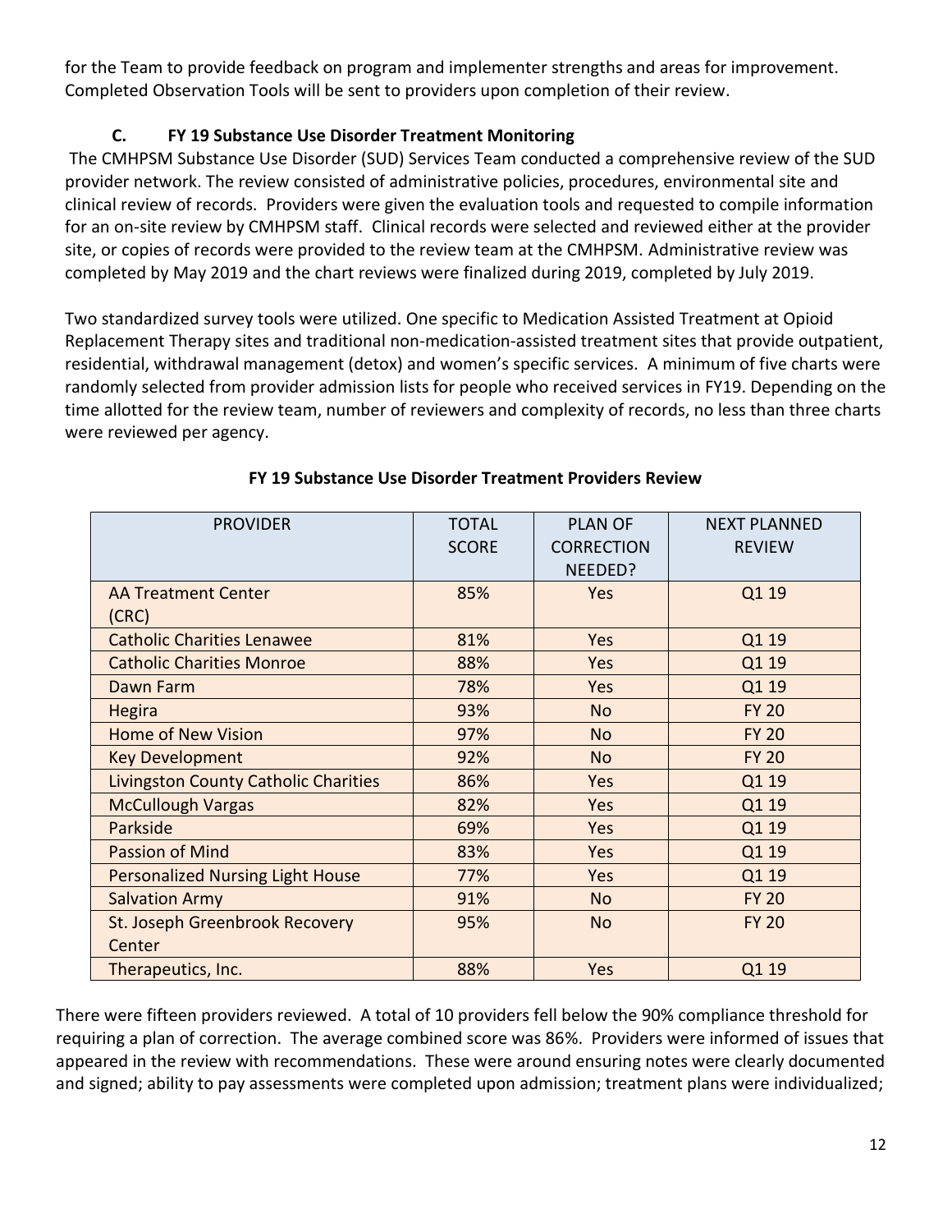for the Team to provide feedback on program and implementer strengths and areas for improvement. Completed Observation Tools will be sent to providers upon completion of their review.

### C. FY 19 Substance Use Disorder Treatment Monitoring

The CMHPSM Substance Use Disorder (SUD) Services Team conducted a comprehensive review of the SUD provider network. The review consisted of administrative policies, procedures, environmental site and clinical review of records. Providers were given the evaluation tools and requested to compile information for an on-site review by CMHPSM staff. Clinical records were selected and reviewed either at the provider site, or copies of records were provided to the review team at the CMHPSM. Administrative review was completed by May 2019 and the chart reviews were finalized during 2019, completed by July 2019.

Two standardized survey tools were utilized. One specific to Medication Assisted Treatment at Opioid Replacement Therapy sites and traditional non-medication-assisted treatment sites that provide outpatient, residential, withdrawal management (detox) and women's specific services. A minimum of five charts were randomly selected from provider admission lists for people who received services in FY19. Depending on the time allotted for the review team, number of reviewers and complexity of records, no less than three charts were reviewed per agency.

**FY 19 Substance Use Disorder Treatment Providers Review**

| PROVIDER | TOTAL SCORE | PLAN OF CORRECTION NEEDED? | NEXT PLANNED REVIEW |
|---|---|---|---|
| AA Treatment Center (CRC) | 85% | Yes | Q1 19 |
| Catholic Charities Lenawee | 81% | Yes | Q1 19 |
| Catholic Charities Monroe | 88% | Yes | Q1 19 |
| Dawn Farm | 78% | Yes | Q1 19 |
| Hegira | 93% | No | FY 20 |
| Home of New Vision | 97% | No | FY 20 |
| Key Development | 92% | No | FY 20 |
| Livingston County Catholic Charities | 86% | Yes | Q1 19 |
| McCullough Vargas | 82% | Yes | Q1 19 |
| Parkside | 69% | Yes | Q1 19 |
| Passion of Mind | 83% | Yes | Q1 19 |
| Personalized Nursing Light House | 77% | Yes | Q1 19 |
| Salvation Army | 91% | No | FY 20 |
| St. Joseph Greenbrook Recovery Center | 95% | No | FY 20 |
| Therapeutics, Inc. | 88% | Yes | Q1 19 |

There were fifteen providers reviewed. A total of 10 providers fell below the 90% compliance threshold for requiring a plan of correction. The average combined score was 86%. Providers were informed of issues that appeared in the review with recommendations. These were around ensuring notes were clearly documented and signed; ability to pay assessments were completed upon admission; treatment plans were individualized;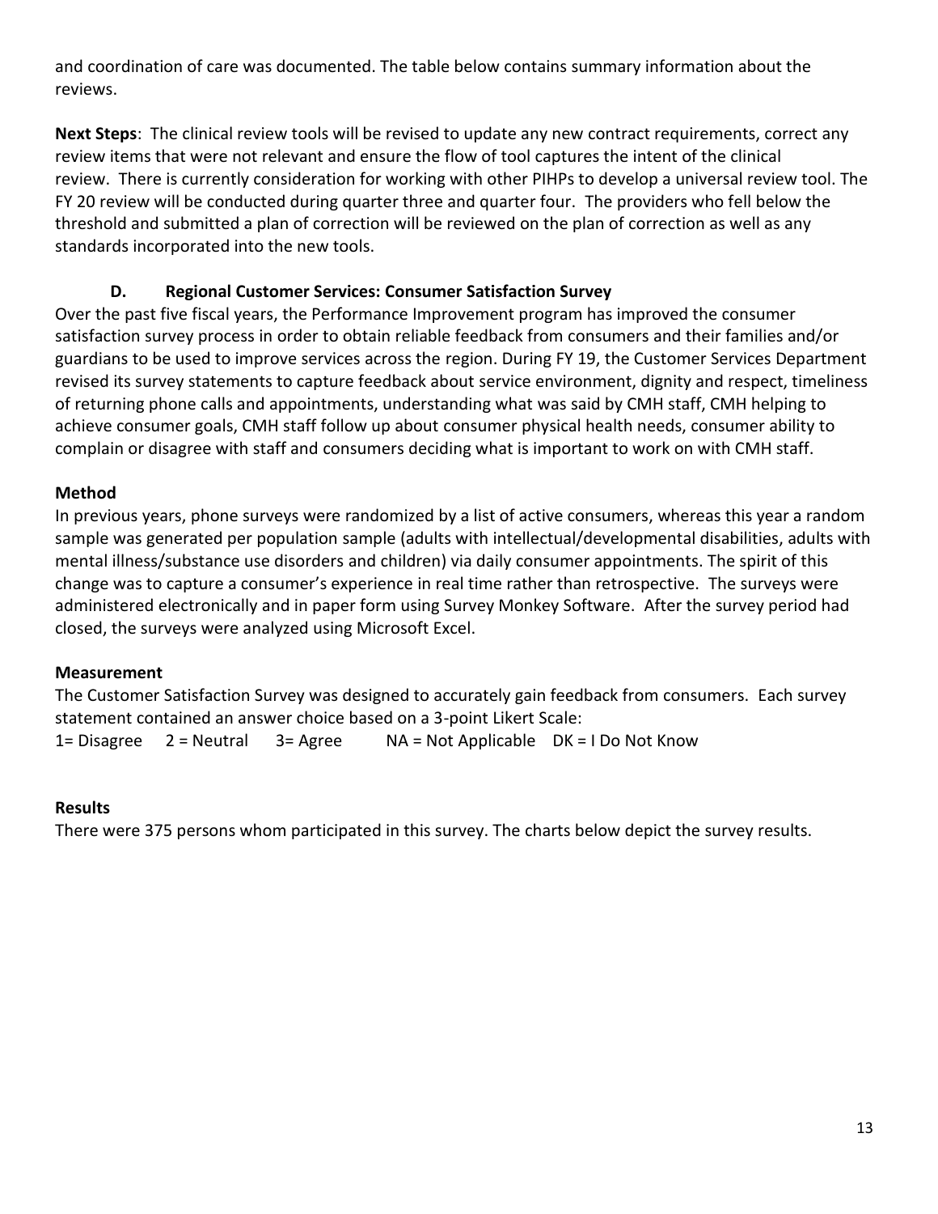and coordination of care was documented. The table below contains summary information about the reviews.

**Next Steps**: The clinical review tools will be revised to update any new contract requirements, correct any review items that were not relevant and ensure the flow of tool captures the intent of the clinical review. There is currently consideration for working with other PIHPs to develop a universal review tool. The FY 20 review will be conducted during quarter three and quarter four. The providers who fell below the threshold and submitted a plan of correction will be reviewed on the plan of correction as well as any standards incorporated into the new tools.

### D. Regional Customer Services: Consumer Satisfaction Survey

Over the past five fiscal years, the Performance Improvement program has improved the consumer satisfaction survey process in order to obtain reliable feedback from consumers and their families and/or guardians to be used to improve services across the region. During FY 19, the Customer Services Department revised its survey statements to capture feedback about service environment, dignity and respect, timeliness of returning phone calls and appointments, understanding what was said by CMH staff, CMH helping to achieve consumer goals, CMH staff follow up about consumer physical health needs, consumer ability to complain or disagree with staff and consumers deciding what is important to work on with CMH staff.

#### Method

In previous years, phone surveys were randomized by a list of active consumers, whereas this year a random sample was generated per population sample (adults with intellectual/developmental disabilities, adults with mental illness/substance use disorders and children) via daily consumer appointments. The spirit of this change was to capture a consumer's experience in real time rather than retrospective. The surveys were administered electronically and in paper form using Survey Monkey Software. After the survey period had closed, the surveys were analyzed using Microsoft Excel.

#### Measurement

The Customer Satisfaction Survey was designed to accurately gain feedback from consumers. Each survey statement contained an answer choice based on a 3-point Likert Scale:

1= Disagree 2 = Neutral 3= Agree NA = Not Applicable DK = I Do Not Know

#### Results

There were 375 persons whom participated in this survey. The charts below depict the survey results.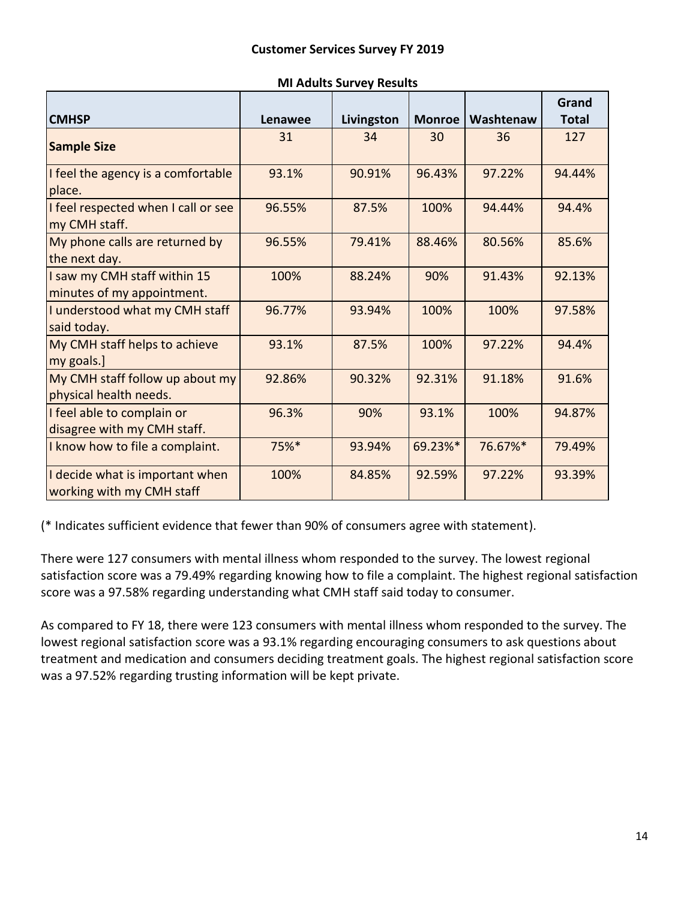**Customer Services Survey FY 2019**

**MI Adults Survey Results**

| CMHSP | Lenawee | Livingston | Monroe | Washtenaw | Grand Total |
|---|---|---|---|---|---|
| **Sample Size** | 31 | 34 | 30 | 36 | 127 |
| I feel the agency is a comfortable place. | 93.1% | 90.91% | 96.43% | 97.22% | 94.44% |
| I feel respected when I call or see my CMH staff. | 96.55% | 87.5% | 100% | 94.44% | 94.4% |
| My phone calls are returned by the next day. | 96.55% | 79.41% | 88.46% | 80.56% | 85.6% |
| I saw my CMH staff within 15 minutes of my appointment. | 100% | 88.24% | 90% | 91.43% | 92.13% |
| I understood what my CMH staff said today. | 96.77% | 93.94% | 100% | 100% | 97.58% |
| My CMH staff helps to achieve my goals.] | 93.1% | 87.5% | 100% | 97.22% | 94.4% |
| My CMH staff follow up about my physical health needs. | 92.86% | 90.32% | 92.31% | 91.18% | 91.6% |
| I feel able to complain or disagree with my CMH staff. | 96.3% | 90% | 93.1% | 100% | 94.87% |
| I know how to file a complaint. | 75%* | 93.94% | 69.23%* | 76.67%* | 79.49% |
| I decide what is important when working with my CMH staff | 100% | 84.85% | 92.59% | 97.22% | 93.39% |

(* Indicates sufficient evidence that fewer than 90% of consumers agree with statement).

There were 127 consumers with mental illness whom responded to the survey. The lowest regional satisfaction score was a 79.49% regarding knowing how to file a complaint. The highest regional satisfaction score was a 97.58% regarding understanding what CMH staff said today to consumer.

As compared to FY 18, there were 123 consumers with mental illness whom responded to the survey. The lowest regional satisfaction score was a 93.1% regarding encouraging consumers to ask questions about treatment and medication and consumers deciding treatment goals. The highest regional satisfaction score was a 97.52% regarding trusting information will be kept private.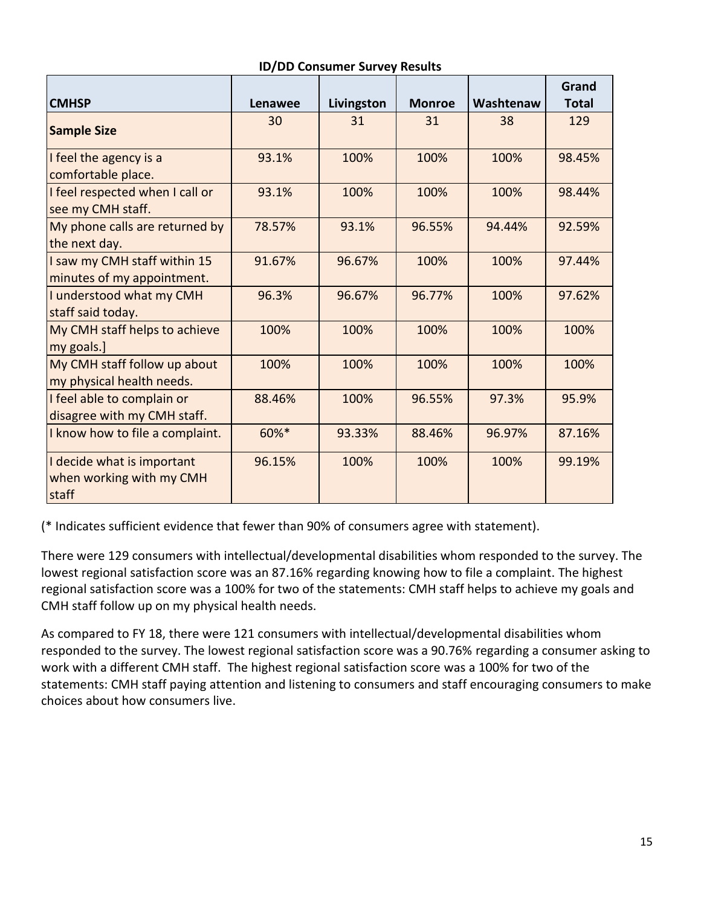**ID/DD Consumer Survey Results**

| CMHSP | Lenawee | Livingston | Monroe | Washtenaw | Grand Total |
|---|---|---|---|---|---|
| **Sample Size** | 30 | 31 | 31 | 38 | 129 |
| I feel the agency is a comfortable place. | 93.1% | 100% | 100% | 100% | 98.45% |
| I feel respected when I call or see my CMH staff. | 93.1% | 100% | 100% | 100% | 98.44% |
| My phone calls are returned by the next day. | 78.57% | 93.1% | 96.55% | 94.44% | 92.59% |
| I saw my CMH staff within 15 minutes of my appointment. | 91.67% | 96.67% | 100% | 100% | 97.44% |
| I understood what my CMH staff said today. | 96.3% | 96.67% | 96.77% | 100% | 97.62% |
| My CMH staff helps to achieve my goals.] | 100% | 100% | 100% | 100% | 100% |
| My CMH staff follow up about my physical health needs. | 100% | 100% | 100% | 100% | 100% |
| I feel able to complain or disagree with my CMH staff. | 88.46% | 100% | 96.55% | 97.3% | 95.9% |
| I know how to file a complaint. | 60%* | 93.33% | 88.46% | 96.97% | 87.16% |
| I decide what is important when working with my CMH staff | 96.15% | 100% | 100% | 100% | 99.19% |

(* Indicates sufficient evidence that fewer than 90% of consumers agree with statement).

There were 129 consumers with intellectual/developmental disabilities whom responded to the survey. The lowest regional satisfaction score was an 87.16% regarding knowing how to file a complaint. The highest regional satisfaction score was a 100% for two of the statements: CMH staff helps to achieve my goals and CMH staff follow up on my physical health needs.

As compared to FY 18, there were 121 consumers with intellectual/developmental disabilities whom responded to the survey. The lowest regional satisfaction score was a 90.76% regarding a consumer asking to work with a different CMH staff. The highest regional satisfaction score was a 100% for two of the statements: CMH staff paying attention and listening to consumers and staff encouraging consumers to make choices about how consumers live.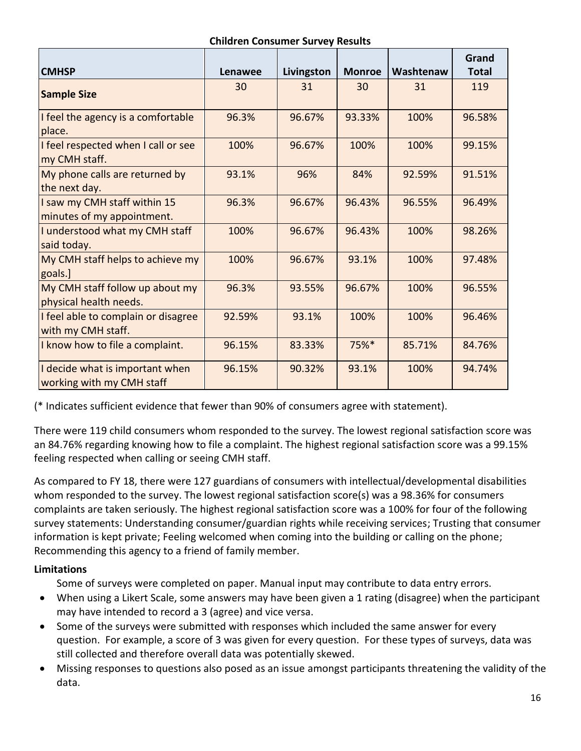**Children Consumer Survey Results**

| CMHSP | Lenawee | Livingston | Monroe | Washtenaw | Grand Total |
|---|---|---|---|---|---|
| **Sample Size** | 30 | 31 | 30 | 31 | 119 |
| I feel the agency is a comfortable place. | 96.3% | 96.67% | 93.33% | 100% | 96.58% |
| I feel respected when I call or see my CMH staff. | 100% | 96.67% | 100% | 100% | 99.15% |
| My phone calls are returned by the next day. | 93.1% | 96% | 84% | 92.59% | 91.51% |
| I saw my CMH staff within 15 minutes of my appointment. | 96.3% | 96.67% | 96.43% | 96.55% | 96.49% |
| I understood what my CMH staff said today. | 100% | 96.67% | 96.43% | 100% | 98.26% |
| My CMH staff helps to achieve my goals.] | 100% | 96.67% | 93.1% | 100% | 97.48% |
| My CMH staff follow up about my physical health needs. | 96.3% | 93.55% | 96.67% | 100% | 96.55% |
| I feel able to complain or disagree with my CMH staff. | 92.59% | 93.1% | 100% | 100% | 96.46% |
| I know how to file a complaint. | 96.15% | 83.33% | 75%* | 85.71% | 84.76% |
| I decide what is important when working with my CMH staff | 96.15% | 90.32% | 93.1% | 100% | 94.74% |

(* Indicates sufficient evidence that fewer than 90% of consumers agree with statement).

There were 119 child consumers whom responded to the survey. The lowest regional satisfaction score was an 84.76% regarding knowing how to file a complaint. The highest regional satisfaction score was a 99.15% feeling respected when calling or seeing CMH staff.

As compared to FY 18, there were 127 guardians of consumers with intellectual/developmental disabilities whom responded to the survey. The lowest regional satisfaction score(s) was a 98.36% for consumers complaints are taken seriously. The highest regional satisfaction score was a 100% for four of the following survey statements: Understanding consumer/guardian rights while receiving services; Trusting that consumer information is kept private; Feeling welcomed when coming into the building or calling on the phone; Recommending this agency to a friend of family member.

**Limitations**

Some of surveys were completed on paper. Manual input may contribute to data entry errors.

- When using a Likert Scale, some answers may have been given a 1 rating (disagree) when the participant may have intended to record a 3 (agree) and vice versa.
- Some of the surveys were submitted with responses which included the same answer for every question. For example, a score of 3 was given for every question. For these types of surveys, data was still collected and therefore overall data was potentially skewed.
- Missing responses to questions also posed as an issue amongst participants threatening the validity of the data.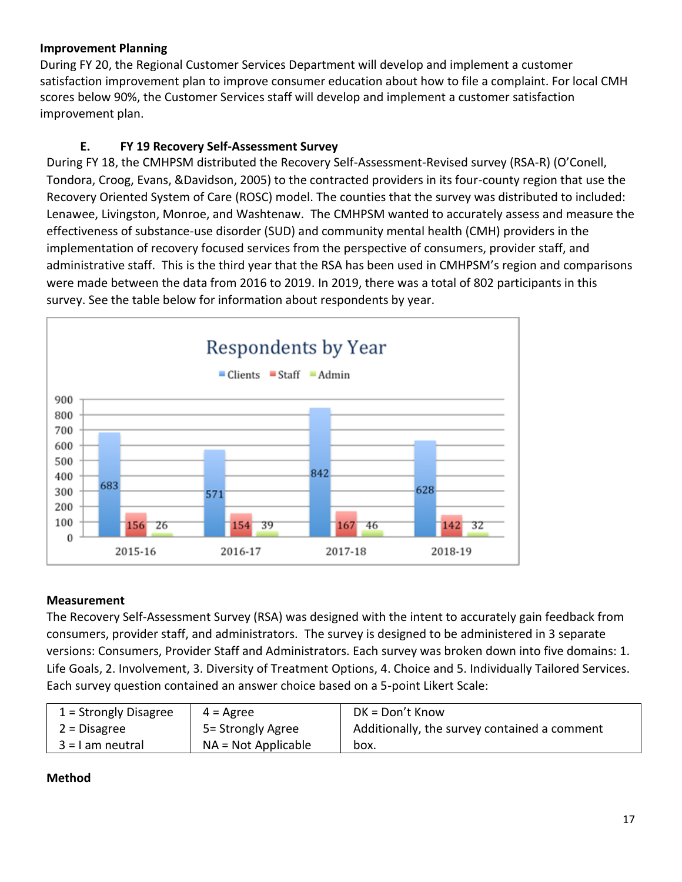**Improvement Planning**

During FY 20, the Regional Customer Services Department will develop and implement a customer satisfaction improvement plan to improve consumer education about how to file a complaint. For local CMH scores below 90%, the Customer Services staff will develop and implement a customer satisfaction improvement plan.

### E. FY 19 Recovery Self-Assessment Survey

During FY 18, the CMHPSM distributed the Recovery Self-Assessment-Revised survey (RSA-R) (O'Conell, Tondora, Croog, Evans, &Davidson, 2005) to the contracted providers in its four-county region that use the Recovery Oriented System of Care (ROSC) model. The counties that the survey was distributed to included: Lenawee, Livingston, Monroe, and Washtenaw. The CMHPSM wanted to accurately assess and measure the effectiveness of substance-use disorder (SUD) and community mental health (CMH) providers in the implementation of recovery focused services from the perspective of consumers, provider staff, and administrative staff. This is the third year that the RSA has been used in CMHPSM's region and comparisons were made between the data from 2016 to 2019. In 2019, there was a total of 802 participants in this survey. See the table below for information about respondents by year.

**Respondents by Year**

| | Clients | Staff | Admin |
|---|---|---|---|
| 2015-16 | 683 | 156 | 26 |
| 2016-17 | 571 | 154 | 39 |
| 2017-18 | 842 | 167 | 46 |
| 2018-19 | 628 | 142 | 32 |

**Measurement**

The Recovery Self-Assessment Survey (RSA) was designed with the intent to accurately gain feedback from consumers, provider staff, and administrators. The survey is designed to be administered in 3 separate versions: Consumers, Provider Staff and Administrators. Each survey was broken down into five domains: 1. Life Goals, 2. Involvement, 3. Diversity of Treatment Options, 4. Choice and 5. Individually Tailored Services. Each survey question contained an answer choice based on a 5-point Likert Scale:

| | | |
|---|---|---|
| 1 = Strongly Disagree<br>2 = Disagree<br>3 = I am neutral | 4 = Agree<br>5= Strongly Agree<br>NA = Not Applicable | DK = Don't Know<br>Additionally, the survey contained a comment box. |

**Method**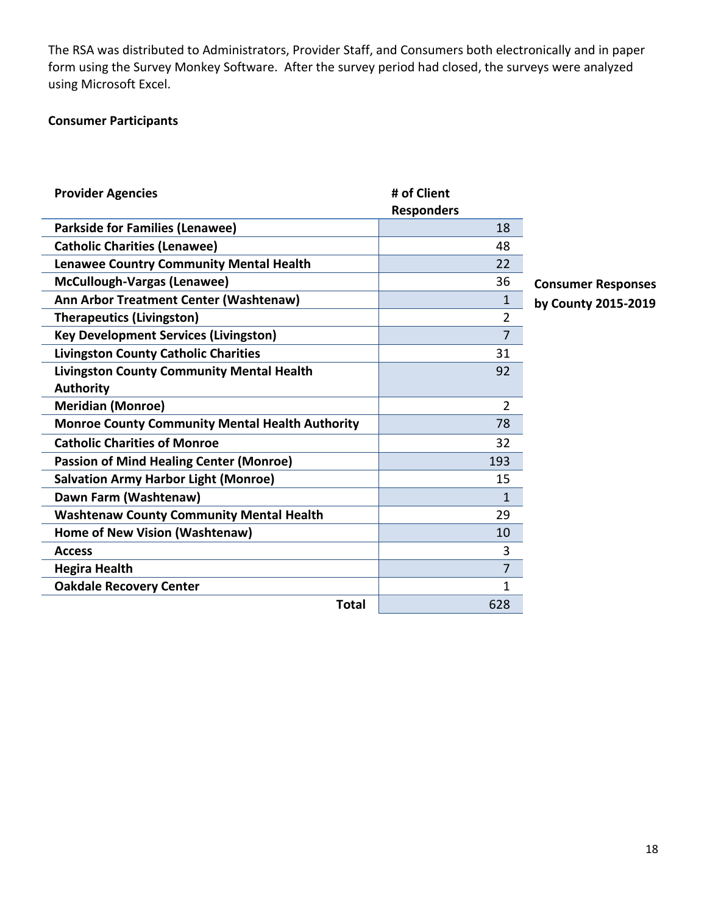The RSA was distributed to Administrators, Provider Staff, and Consumers both electronically and in paper form using the Survey Monkey Software. After the survey period had closed, the surveys were analyzed using Microsoft Excel.

**Consumer Participants**

**Consumer Responses by County 2015-2019**

| Provider Agencies | # of Client Responders |
|---|---|
| Parkside for Families (Lenawee) | 18 |
| Catholic Charities (Lenawee) | 48 |
| Lenawee Country Community Mental Health | 22 |
| McCullough-Vargas (Lenawee) | 36 |
| Ann Arbor Treatment Center (Washtenaw) | 1 |
| Therapeutics (Livingston) | 2 |
| Key Development Services (Livingston) | 7 |
| Livingston County Catholic Charities | 31 |
| Livingston County Community Mental Health Authority | 92 |
| Meridian (Monroe) | 2 |
| Monroe County Community Mental Health Authority | 78 |
| Catholic Charities of Monroe | 32 |
| Passion of Mind Healing Center (Monroe) | 193 |
| Salvation Army Harbor Light (Monroe) | 15 |
| Dawn Farm (Washtenaw) | 1 |
| Washtenaw County Community Mental Health | 29 |
| Home of New Vision (Washtenaw) | 10 |
| Access | 3 |
| Hegira Health | 7 |
| Oakdale Recovery Center | 1 |
| **Total** | 628 |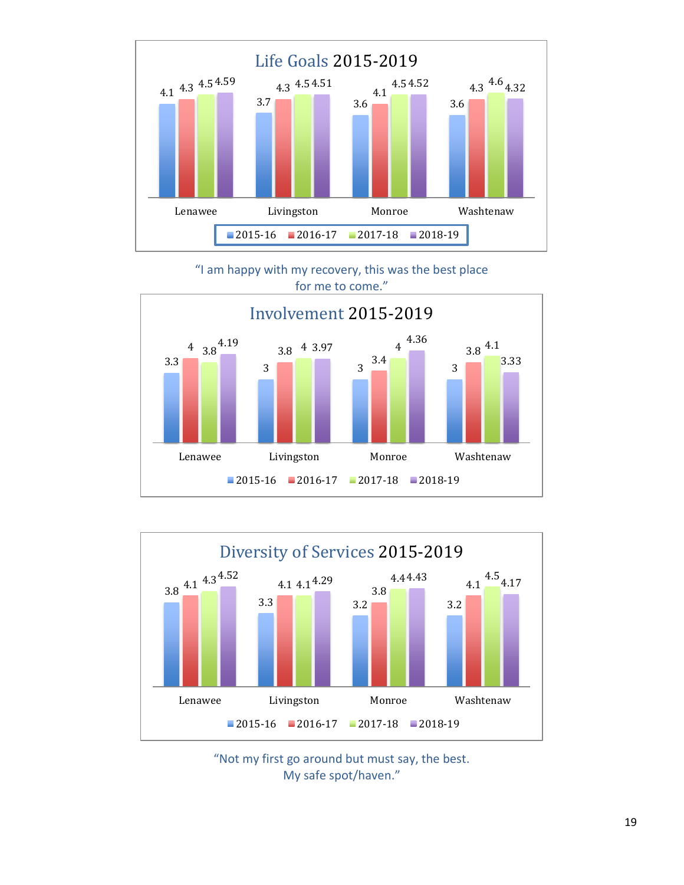## Life Goals 2015-2019

| | 2015-16 | 2016-17 | 2017-18 | 2018-19 |
|---|---|---|---|---|
| Lenawee | 4.1 | 4.3 | 4.5 | 4.59 |
| Livingston | 3.7 | 4.3 | 4.5 | 4.51 |
| Monroe | 3.6 | 4.1 | 4.5 | 4.52 |
| Washtenaw | 3.6 | 4.3 | 4.6 | 4.32 |

"I am happy with my recovery, this was the best place for me to come."

## Involvement 2015-2019

| | 2015-16 | 2016-17 | 2017-18 | 2018-19 |
|---|---|---|---|---|
| Lenawee | 3.3 | 4 | 3.8 | 4.19 |
| Livingston | 3 | 3.8 | 4 | 3.97 |
| Monroe | 3 | 3.4 | 4 | 4.36 |
| Washtenaw | 3 | 3.8 | 4.1 | 3.33 |

## Diversity of Services 2015-2019

| | 2015-16 | 2016-17 | 2017-18 | 2018-19 |
|---|---|---|---|---|
| Lenawee | 3.8 | 4.1 | 4.3 | 4.52 |
| Livingston | 3.3 | 4.1 | 4.1 | 4.29 |
| Monroe | 3.2 | 3.8 | 4.4 | 4.43 |
| Washtenaw | 3.2 | 4.1 | 4.5 | 4.17 |

"Not my first go around but must say, the best. My safe spot/haven."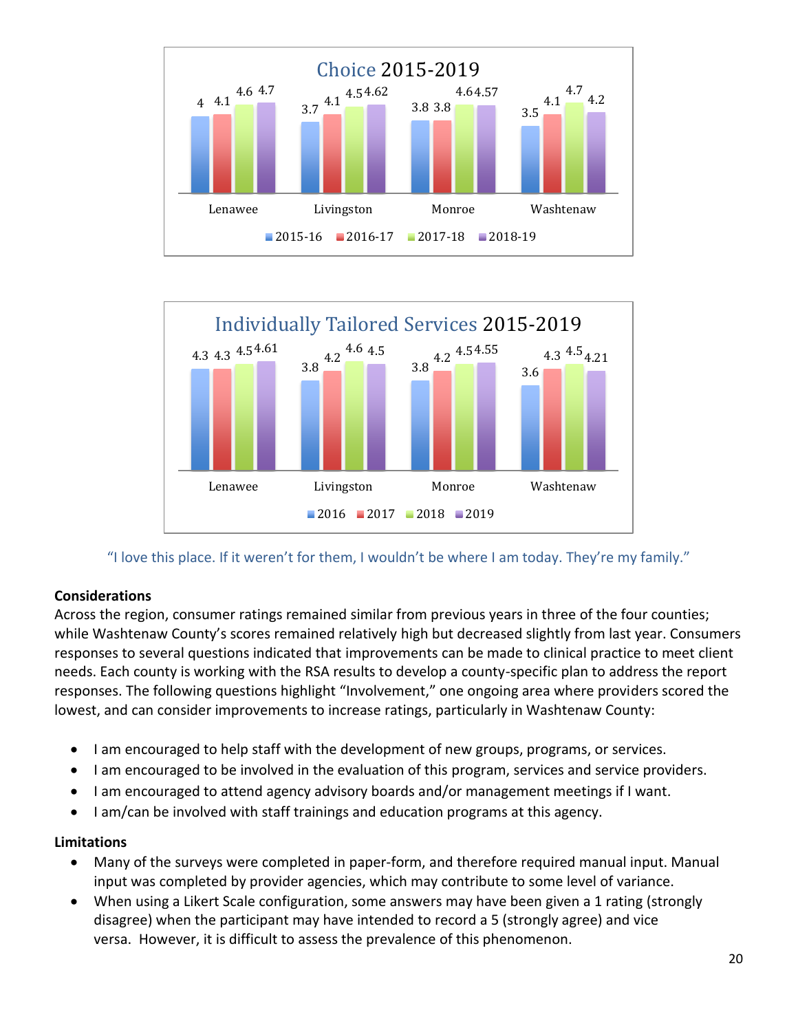Choice 2015-2019

| | 2015-16 | 2016-17 | 2017-18 | 2018-19 |
|---|---|---|---|---|
| Lenawee | 4 | 4.1 | 4.6 | 4.7 |
| Livingston | 3.7 | 4.1 | 4.5 | 4.62 |
| Monroe | 3.8 | 3.8 | 4.64 | 4.57 |
| Washtenaw | 3.5 | 4.1 | 4.7 | 4.2 |

Individually Tailored Services 2015-2019

| | 2016 | 2017 | 2018 | 2019 |
|---|---|---|---|---|
| Lenawee | 4.3 | 4.3 | 4.5 | 4.61 |
| Livingston | 3.8 | 4.2 | 4.6 | 4.5 |
| Monroe | 3.8 | 4.2 | 4.5 | 4.55 |
| Washtenaw | 3.6 | 4.3 | 4.5 | 4.21 |

"I love this place. If it weren't for them, I wouldn't be where I am today. They're my family."

**Considerations**

Across the region, consumer ratings remained similar from previous years in three of the four counties; while Washtenaw County's scores remained relatively high but decreased slightly from last year. Consumers responses to several questions indicated that improvements can be made to clinical practice to meet client needs. Each county is working with the RSA results to develop a county-specific plan to address the report responses. The following questions highlight "Involvement," one ongoing area where providers scored the lowest, and can consider improvements to increase ratings, particularly in Washtenaw County:

- I am encouraged to help staff with the development of new groups, programs, or services.
- I am encouraged to be involved in the evaluation of this program, services and service providers.
- I am encouraged to attend agency advisory boards and/or management meetings if I want.
- I am/can be involved with staff trainings and education programs at this agency.

**Limitations**

- Many of the surveys were completed in paper-form, and therefore required manual input. Manual input was completed by provider agencies, which may contribute to some level of variance.
- When using a Likert Scale configuration, some answers may have been given a 1 rating (strongly disagree) when the participant may have intended to record a 5 (strongly agree) and vice versa. However, it is difficult to assess the prevalence of this phenomenon.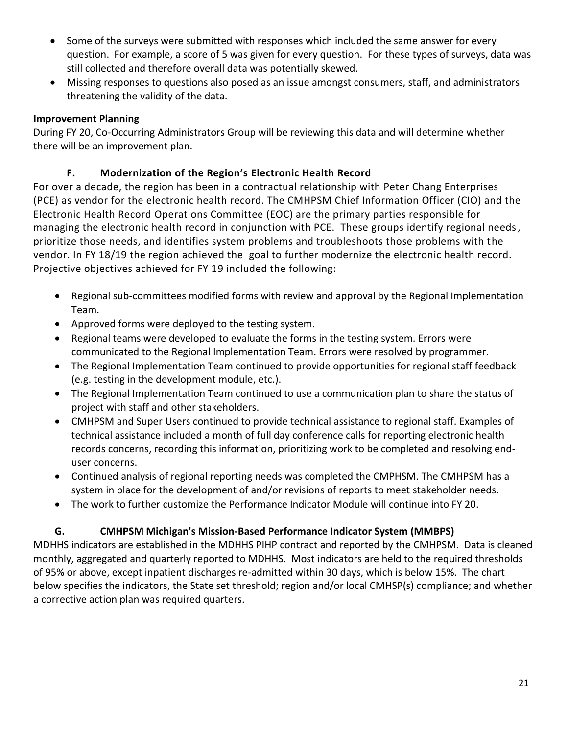- Some of the surveys were submitted with responses which included the same answer for every question. For example, a score of 5 was given for every question. For these types of surveys, data was still collected and therefore overall data was potentially skewed.
- Missing responses to questions also posed as an issue amongst consumers, staff, and administrators threatening the validity of the data.

**Improvement Planning**

During FY 20, Co-Occurring Administrators Group will be reviewing this data and will determine whether there will be an improvement plan.

### F. Modernization of the Region's Electronic Health Record

For over a decade, the region has been in a contractual relationship with Peter Chang Enterprises (PCE) as vendor for the electronic health record. The CMHPSM Chief Information Officer (CIO) and the Electronic Health Record Operations Committee (EOC) are the primary parties responsible for managing the electronic health record in conjunction with PCE. These groups identify regional needs, prioritize those needs, and identifies system problems and troubleshoots those problems with the vendor. In FY 18/19 the region achieved the goal to further modernize the electronic health record. Projective objectives achieved for FY 19 included the following:

- Regional sub-committees modified forms with review and approval by the Regional Implementation Team.
- Approved forms were deployed to the testing system.
- Regional teams were developed to evaluate the forms in the testing system. Errors were communicated to the Regional Implementation Team. Errors were resolved by programmer.
- The Regional Implementation Team continued to provide opportunities for regional staff feedback (e.g. testing in the development module, etc.).
- The Regional Implementation Team continued to use a communication plan to share the status of project with staff and other stakeholders.
- CMHPSM and Super Users continued to provide technical assistance to regional staff. Examples of technical assistance included a month of full day conference calls for reporting electronic health records concerns, recording this information, prioritizing work to be completed and resolving end-user concerns.
- Continued analysis of regional reporting needs was completed the CMPHSM. The CMHPSM has a system in place for the development of and/or revisions of reports to meet stakeholder needs.
- The work to further customize the Performance Indicator Module will continue into FY 20.

### G. CMHPSM Michigan's Mission-Based Performance Indicator System (MMBPS)

MDHHS indicators are established in the MDHHS PIHP contract and reported by the CMHPSM. Data is cleaned monthly, aggregated and quarterly reported to MDHHS. Most indicators are held to the required thresholds of 95% or above, except inpatient discharges re-admitted within 30 days, which is below 15%. The chart below specifies the indicators, the State set threshold; region and/or local CMHSP(s) compliance; and whether a corrective action plan was required quarters.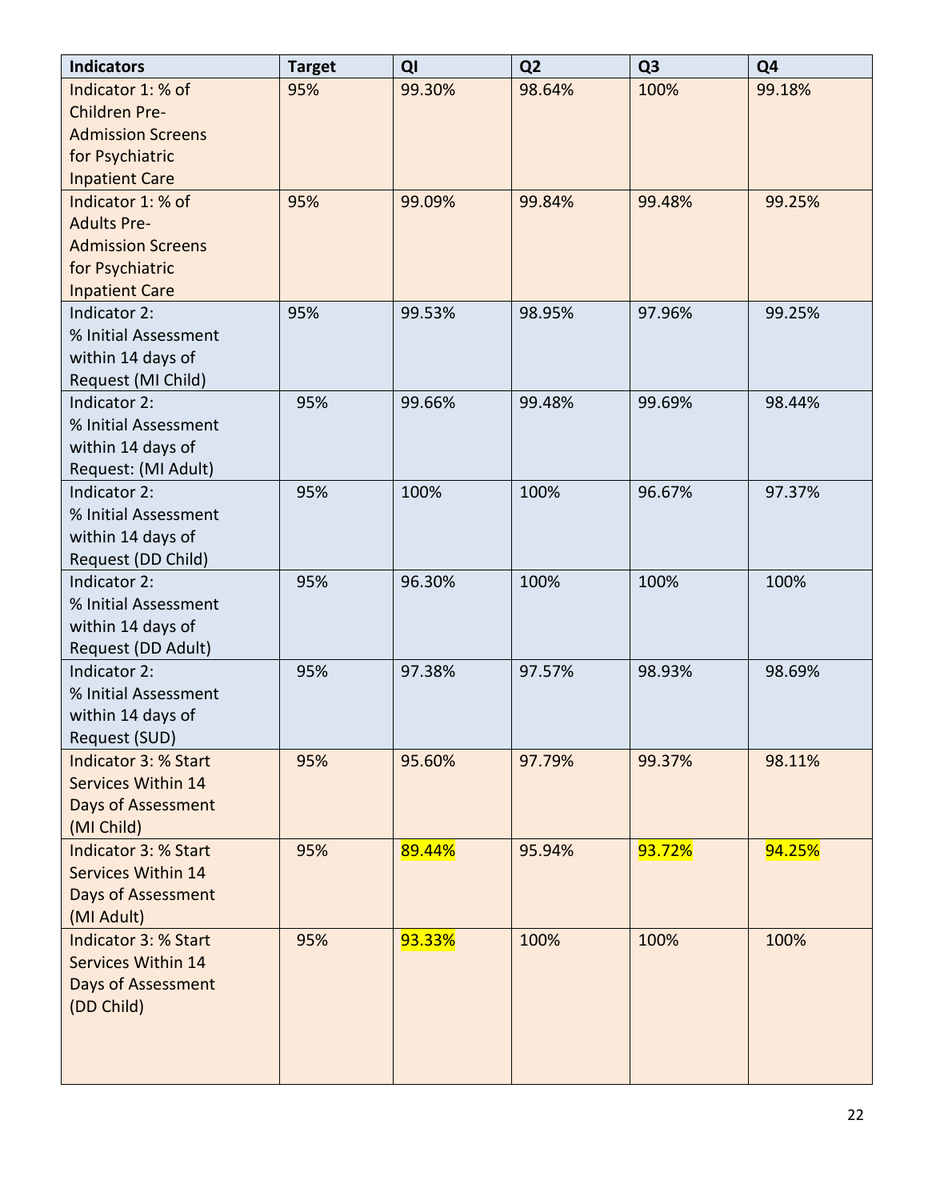| Indicators | Target | QI | Q2 | Q3 | Q4 |
|---|---|---|---|---|---|
| Indicator 1: % of Children Pre-Admission Screens for Psychiatric Inpatient Care | 95% | 99.30% | 98.64% | 100% | 99.18% |
| Indicator 1: % of Adults Pre-Admission Screens for Psychiatric Inpatient Care | 95% | 99.09% | 99.84% | 99.48% | 99.25% |
| Indicator 2: % Initial Assessment within 14 days of Request (MI Child) | 95% | 99.53% | 98.95% | 97.96% | 99.25% |
| Indicator 2: % Initial Assessment within 14 days of Request: (MI Adult) | 95% | 99.66% | 99.48% | 99.69% | 98.44% |
| Indicator 2: % Initial Assessment within 14 days of Request (DD Child) | 95% | 100% | 100% | 96.67% | 97.37% |
| Indicator 2: % Initial Assessment within 14 days of Request (DD Adult) | 95% | 96.30% | 100% | 100% | 100% |
| Indicator 2: % Initial Assessment within 14 days of Request (SUD) | 95% | 97.38% | 97.57% | 98.93% | 98.69% |
| Indicator 3: % Start Services Within 14 Days of Assessment (MI Child) | 95% | 95.60% | 97.79% | 99.37% | 98.11% |
| Indicator 3: % Start Services Within 14 Days of Assessment (MI Adult) | 95% | 89.44% | 95.94% | 93.72% | 94.25% |
| Indicator 3: % Start Services Within 14 Days of Assessment (DD Child) | 95% | 93.33% | 100% | 100% | 100% |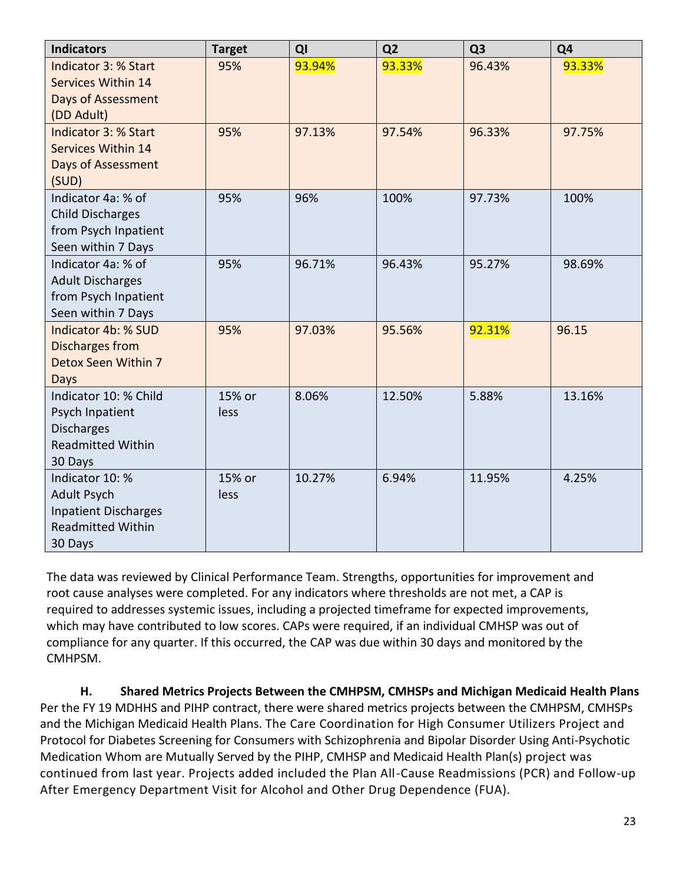| Indicators | Target | QI | Q2 | Q3 | Q4 |
|---|---|---|---|---|---|
| Indicator 3: % Start Services Within 14 Days of Assessment (DD Adult) | 95% | 93.94% | 93.33% | 96.43% | 93.33% |
| Indicator 3: % Start Services Within 14 Days of Assessment (SUD) | 95% | 97.13% | 97.54% | 96.33% | 97.75% |
| Indicator 4a: % of Child Discharges from Psych Inpatient Seen within 7 Days | 95% | 96% | 100% | 97.73% | 100% |
| Indicator 4a: % of Adult Discharges from Psych Inpatient Seen within 7 Days | 95% | 96.71% | 96.43% | 95.27% | 98.69% |
| Indicator 4b: % SUD Discharges from Detox Seen Within 7 Days | 95% | 97.03% | 95.56% | 92.31% | 96.15 |
| Indicator 10: % Child Psych Inpatient Discharges Readmitted Within 30 Days | 15% or less | 8.06% | 12.50% | 5.88% | 13.16% |
| Indicator 10: % Adult Psych Inpatient Discharges Readmitted Within 30 Days | 15% or less | 10.27% | 6.94% | 11.95% | 4.25% |

The data was reviewed by Clinical Performance Team. Strengths, opportunities for improvement and root cause analyses were completed. For any indicators where thresholds are not met, a CAP is required to addresses systemic issues, including a projected timeframe for expected improvements, which may have contributed to low scores. CAPs were required, if an individual CMHSP was out of compliance for any quarter. If this occurred, the CAP was due within 30 days and monitored by the CMHPSM.

### H. Shared Metrics Projects Between the CMHPSM, CMHSPs and Michigan Medicaid Health Plans

Per the FY 19 MDHHS and PIHP contract, there were shared metrics projects between the CMHPSM, CMHSPs and the Michigan Medicaid Health Plans. The Care Coordination for High Consumer Utilizers Project and Protocol for Diabetes Screening for Consumers with Schizophrenia and Bipolar Disorder Using Anti-Psychotic Medication Whom are Mutually Served by the PIHP, CMHSP and Medicaid Health Plan(s) project was continued from last year. Projects added included the Plan All-Cause Readmissions (PCR) and Follow-up After Emergency Department Visit for Alcohol and Other Drug Dependence (FUA).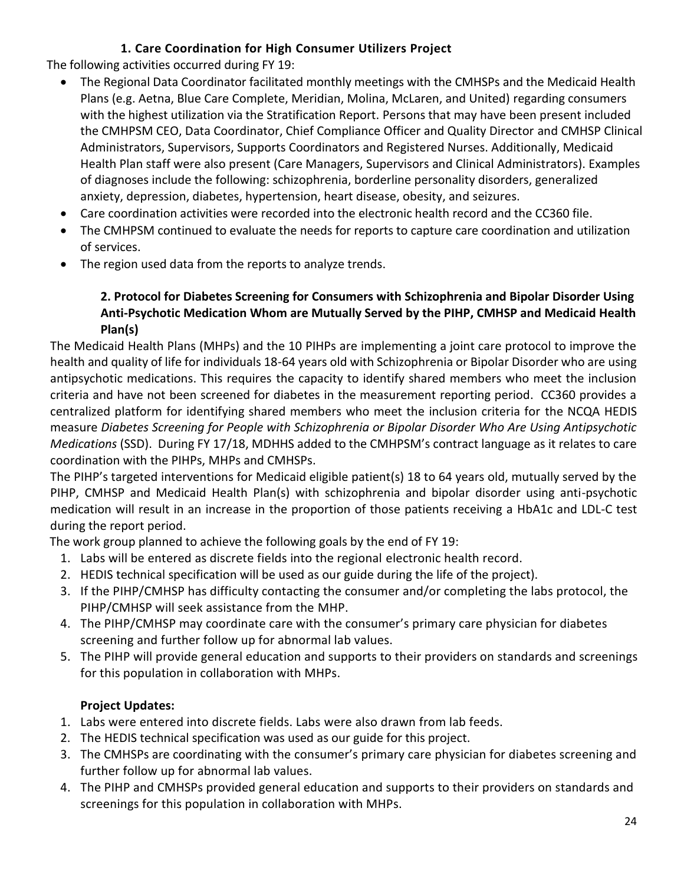### 1. Care Coordination for High Consumer Utilizers Project

The following activities occurred during FY 19:

- The Regional Data Coordinator facilitated monthly meetings with the CMHSPs and the Medicaid Health Plans (e.g. Aetna, Blue Care Complete, Meridian, Molina, McLaren, and United) regarding consumers with the highest utilization via the Stratification Report. Persons that may have been present included the CMHPSM CEO, Data Coordinator, Chief Compliance Officer and Quality Director and CMHSP Clinical Administrators, Supervisors, Supports Coordinators and Registered Nurses. Additionally, Medicaid Health Plan staff were also present (Care Managers, Supervisors and Clinical Administrators). Examples of diagnoses include the following: schizophrenia, borderline personality disorders, generalized anxiety, depression, diabetes, hypertension, heart disease, obesity, and seizures.
- Care coordination activities were recorded into the electronic health record and the CC360 file.
- The CMHPSM continued to evaluate the needs for reports to capture care coordination and utilization of services.
- The region used data from the reports to analyze trends.

### 2. Protocol for Diabetes Screening for Consumers with Schizophrenia and Bipolar Disorder Using Anti-Psychotic Medication Whom are Mutually Served by the PIHP, CMHSP and Medicaid Health Plan(s)

The Medicaid Health Plans (MHPs) and the 10 PIHPs are implementing a joint care protocol to improve the health and quality of life for individuals 18-64 years old with Schizophrenia or Bipolar Disorder who are using antipsychotic medications. This requires the capacity to identify shared members who meet the inclusion criteria and have not been screened for diabetes in the measurement reporting period. CC360 provides a centralized platform for identifying shared members who meet the inclusion criteria for the NCQA HEDIS measure *Diabetes Screening for People with Schizophrenia or Bipolar Disorder Who Are Using Antipsychotic Medications* (SSD). During FY 17/18, MDHHS added to the CMHPSM's contract language as it relates to care coordination with the PIHPs, MHPs and CMHSPs.

The PIHP's targeted interventions for Medicaid eligible patient(s) 18 to 64 years old, mutually served by the PIHP, CMHSP and Medicaid Health Plan(s) with schizophrenia and bipolar disorder using anti-psychotic medication will result in an increase in the proportion of those patients receiving a HbA1c and LDL-C test during the report period.

The work group planned to achieve the following goals by the end of FY 19:

1. Labs will be entered as discrete fields into the regional electronic health record.
2. HEDIS technical specification will be used as our guide during the life of the project).
3. If the PIHP/CMHSP has difficulty contacting the consumer and/or completing the labs protocol, the PIHP/CMHSP will seek assistance from the MHP.
4. The PIHP/CMHSP may coordinate care with the consumer's primary care physician for diabetes screening and further follow up for abnormal lab values.
5. The PIHP will provide general education and supports to their providers on standards and screenings for this population in collaboration with MHPs.

**Project Updates:**

1. Labs were entered into discrete fields. Labs were also drawn from lab feeds.
2. The HEDIS technical specification was used as our guide for this project.
3. The CMHSPs are coordinating with the consumer's primary care physician for diabetes screening and further follow up for abnormal lab values.
4. The PIHP and CMHSPs provided general education and supports to their providers on standards and screenings for this population in collaboration with MHPs.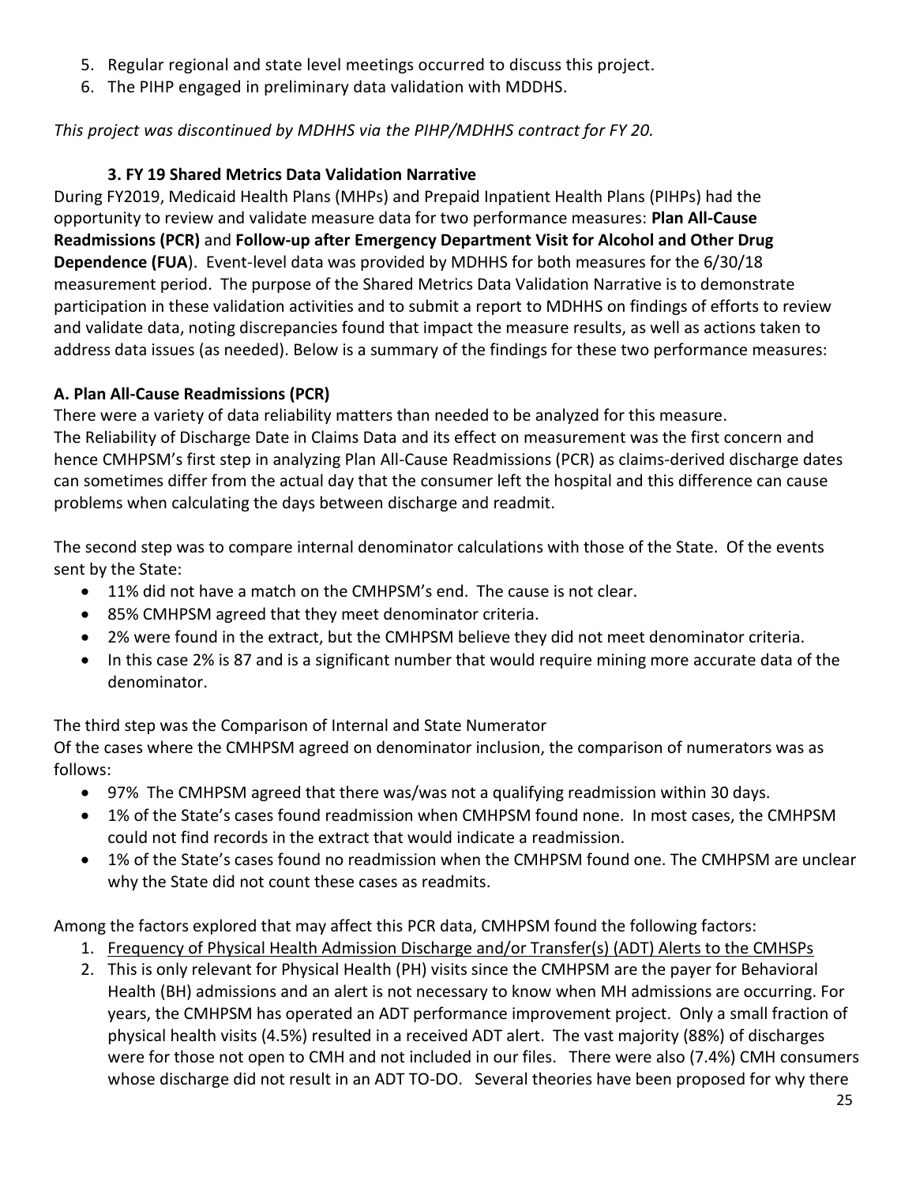5. Regular regional and state level meetings occurred to discuss this project.
6. The PIHP engaged in preliminary data validation with MDDHS.

*This project was discontinued by MDHHS via the PIHP/MDHHS contract for FY 20.*

### 3. FY 19 Shared Metrics Data Validation Narrative

During FY2019, Medicaid Health Plans (MHPs) and Prepaid Inpatient Health Plans (PIHPs) had the opportunity to review and validate measure data for two performance measures: **Plan All-Cause Readmissions (PCR)** and **Follow-up after Emergency Department Visit for Alcohol and Other Drug Dependence (FUA**). Event-level data was provided by MDHHS for both measures for the 6/30/18 measurement period. The purpose of the Shared Metrics Data Validation Narrative is to demonstrate participation in these validation activities and to submit a report to MDHHS on findings of efforts to review and validate data, noting discrepancies found that impact the measure results, as well as actions taken to address data issues (as needed). Below is a summary of the findings for these two performance measures:

**A. Plan All-Cause Readmissions (PCR)**

There were a variety of data reliability matters than needed to be analyzed for this measure.
The Reliability of Discharge Date in Claims Data and its effect on measurement was the first concern and hence CMHPSM's first step in analyzing Plan All-Cause Readmissions (PCR) as claims-derived discharge dates can sometimes differ from the actual day that the consumer left the hospital and this difference can cause problems when calculating the days between discharge and readmit.

The second step was to compare internal denominator calculations with those of the State. Of the events sent by the State:

- 11% did not have a match on the CMHPSM's end. The cause is not clear.
- 85% CMHPSM agreed that they meet denominator criteria.
- 2% were found in the extract, but the CMHPSM believe they did not meet denominator criteria.
- In this case 2% is 87 and is a significant number that would require mining more accurate data of the denominator.

The third step was the Comparison of Internal and State Numerator
Of the cases where the CMHPSM agreed on denominator inclusion, the comparison of numerators was as follows:

- 97% The CMHPSM agreed that there was/was not a qualifying readmission within 30 days.
- 1% of the State's cases found readmission when CMHPSM found none. In most cases, the CMHPSM could not find records in the extract that would indicate a readmission.
- 1% of the State's cases found no readmission when the CMHPSM found one. The CMHPSM are unclear why the State did not count these cases as readmits.

Among the factors explored that may affect this PCR data, CMHPSM found the following factors:

1. Frequency of Physical Health Admission Discharge and/or Transfer(s) (ADT) Alerts to the CMHSPs
2. This is only relevant for Physical Health (PH) visits since the CMHPSM are the payer for Behavioral Health (BH) admissions and an alert is not necessary to know when MH admissions are occurring. For years, the CMHPSM has operated an ADT performance improvement project. Only a small fraction of physical health visits (4.5%) resulted in a received ADT alert. The vast majority (88%) of discharges were for those not open to CMH and not included in our files. There were also (7.4%) CMH consumers whose discharge did not result in an ADT TO-DO. Several theories have been proposed for why there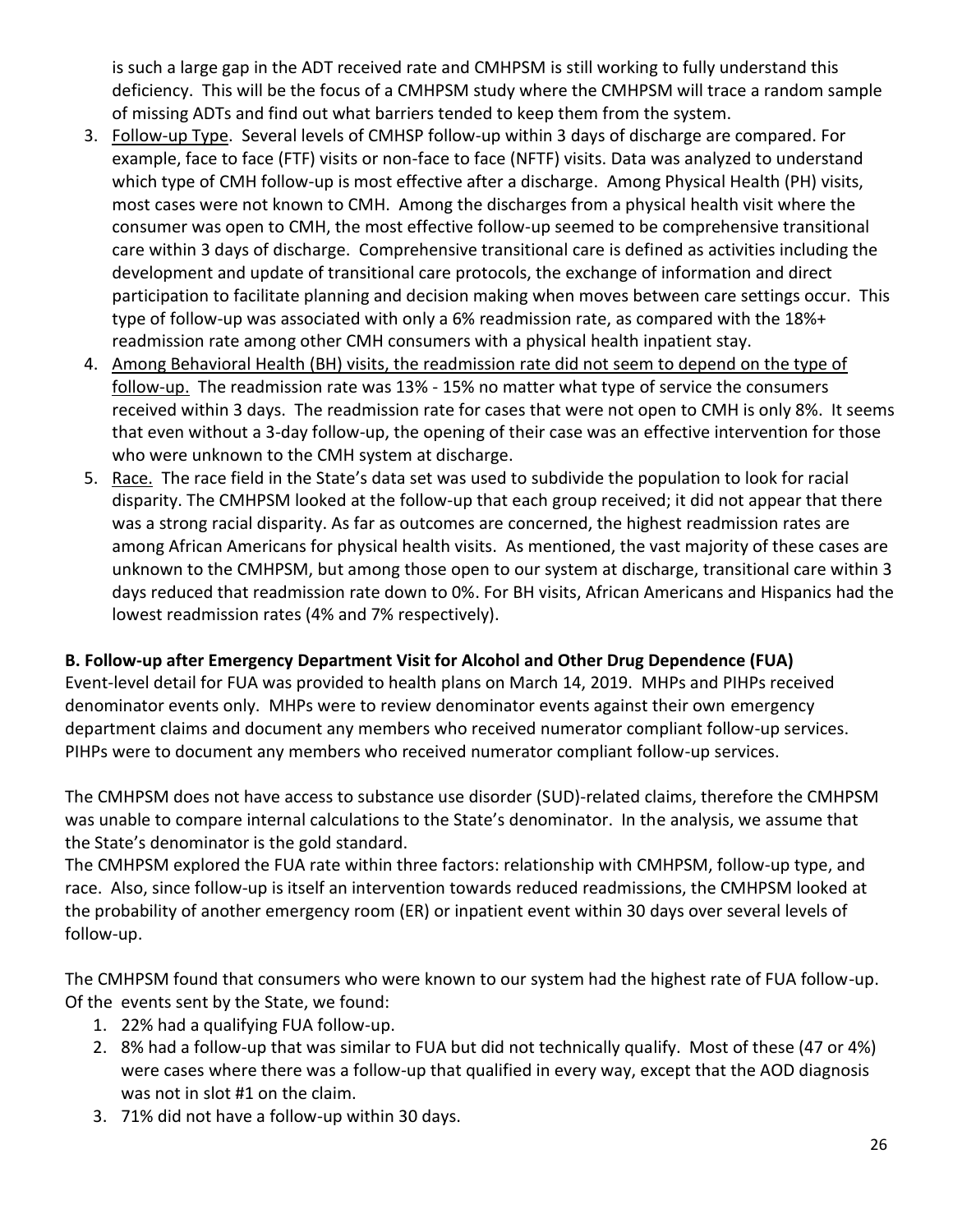is such a large gap in the ADT received rate and CMHPSM is still working to fully understand this deficiency. This will be the focus of a CMHPSM study where the CMHPSM will trace a random sample of missing ADTs and find out what barriers tended to keep them from the system.

3. Follow-up Type. Several levels of CMHSP follow-up within 3 days of discharge are compared. For example, face to face (FTF) visits or non-face to face (NFTF) visits. Data was analyzed to understand which type of CMH follow-up is most effective after a discharge. Among Physical Health (PH) visits, most cases were not known to CMH. Among the discharges from a physical health visit where the consumer was open to CMH, the most effective follow-up seemed to be comprehensive transitional care within 3 days of discharge. Comprehensive transitional care is defined as activities including the development and update of transitional care protocols, the exchange of information and direct participation to facilitate planning and decision making when moves between care settings occur. This type of follow-up was associated with only a 6% readmission rate, as compared with the 18%+ readmission rate among other CMH consumers with a physical health inpatient stay.
4. Among Behavioral Health (BH) visits, the readmission rate did not seem to depend on the type of follow-up. The readmission rate was 13% - 15% no matter what type of service the consumers received within 3 days. The readmission rate for cases that were not open to CMH is only 8%. It seems that even without a 3-day follow-up, the opening of their case was an effective intervention for those who were unknown to the CMH system at discharge.
5. Race. The race field in the State's data set was used to subdivide the population to look for racial disparity. The CMHPSM looked at the follow-up that each group received; it did not appear that there was a strong racial disparity. As far as outcomes are concerned, the highest readmission rates are among African Americans for physical health visits. As mentioned, the vast majority of these cases are unknown to the CMHPSM, but among those open to our system at discharge, transitional care within 3 days reduced that readmission rate down to 0%. For BH visits, African Americans and Hispanics had the lowest readmission rates (4% and 7% respectively).

**B. Follow-up after Emergency Department Visit for Alcohol and Other Drug Dependence (FUA)**

Event-level detail for FUA was provided to health plans on March 14, 2019. MHPs and PIHPs received denominator events only. MHPs were to review denominator events against their own emergency department claims and document any members who received numerator compliant follow-up services. PIHPs were to document any members who received numerator compliant follow-up services.

The CMHPSM does not have access to substance use disorder (SUD)-related claims, therefore the CMHPSM was unable to compare internal calculations to the State's denominator. In the analysis, we assume that the State's denominator is the gold standard.

The CMHPSM explored the FUA rate within three factors: relationship with CMHPSM, follow-up type, and race. Also, since follow-up is itself an intervention towards reduced readmissions, the CMHPSM looked at the probability of another emergency room (ER) or inpatient event within 30 days over several levels of follow-up.

The CMHPSM found that consumers who were known to our system had the highest rate of FUA follow-up. Of the events sent by the State, we found:

1. 22% had a qualifying FUA follow-up.
2. 8% had a follow-up that was similar to FUA but did not technically qualify. Most of these (47 or 4%) were cases where there was a follow-up that qualified in every way, except that the AOD diagnosis was not in slot #1 on the claim.
3. 71% did not have a follow-up within 30 days.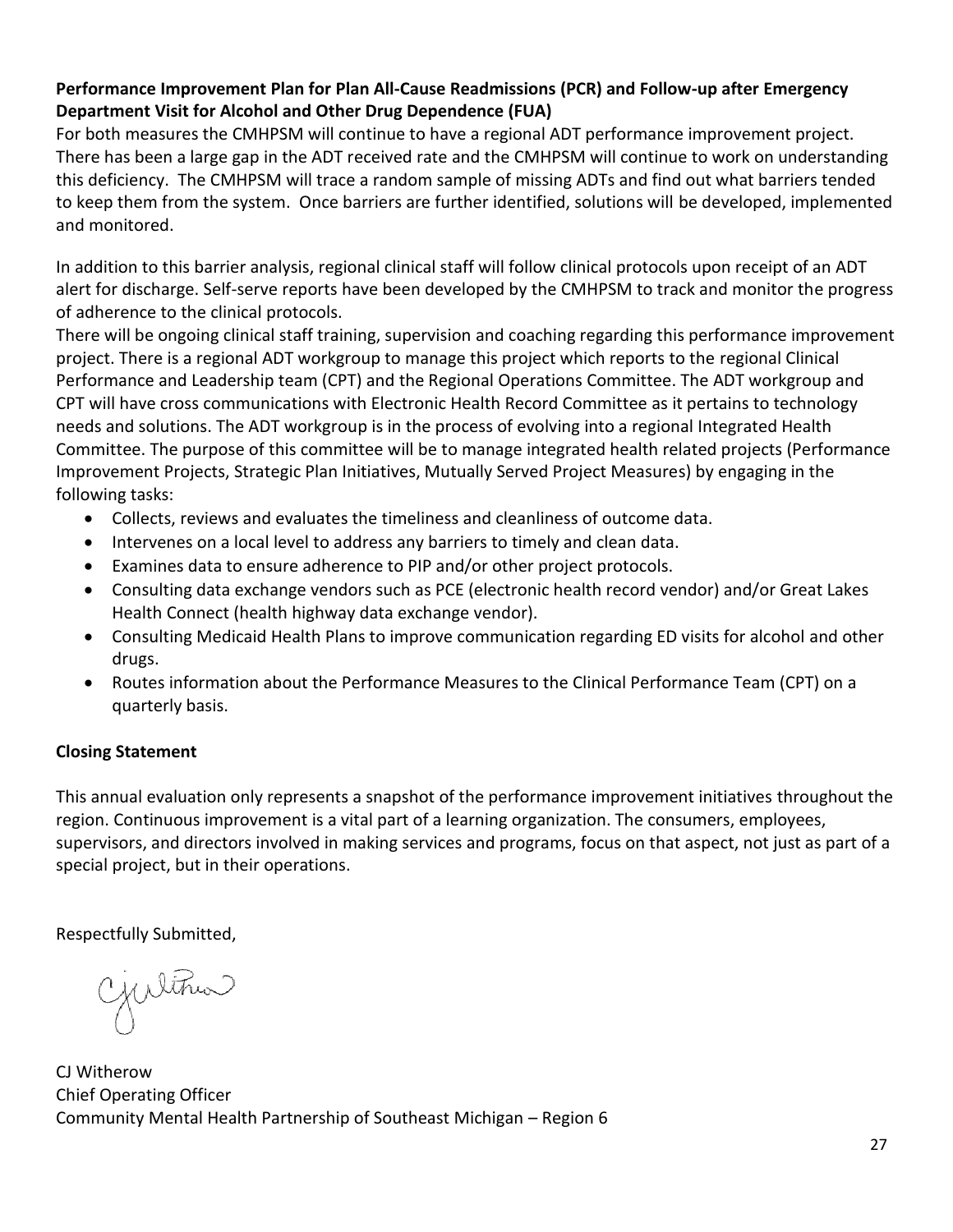**Performance Improvement Plan for Plan All-Cause Readmissions (PCR) and Follow-up after Emergency Department Visit for Alcohol and Other Drug Dependence (FUA)**

For both measures the CMHPSM will continue to have a regional ADT performance improvement project. There has been a large gap in the ADT received rate and the CMHPSM will continue to work on understanding this deficiency. The CMHPSM will trace a random sample of missing ADTs and find out what barriers tended to keep them from the system. Once barriers are further identified, solutions will be developed, implemented and monitored.

In addition to this barrier analysis, regional clinical staff will follow clinical protocols upon receipt of an ADT alert for discharge. Self-serve reports have been developed by the CMHPSM to track and monitor the progress of adherence to the clinical protocols.

There will be ongoing clinical staff training, supervision and coaching regarding this performance improvement project. There is a regional ADT workgroup to manage this project which reports to the regional Clinical Performance and Leadership team (CPT) and the Regional Operations Committee. The ADT workgroup and CPT will have cross communications with Electronic Health Record Committee as it pertains to technology needs and solutions. The ADT workgroup is in the process of evolving into a regional Integrated Health Committee. The purpose of this committee will be to manage integrated health related projects (Performance Improvement Projects, Strategic Plan Initiatives, Mutually Served Project Measures) by engaging in the following tasks:

- Collects, reviews and evaluates the timeliness and cleanliness of outcome data.
- Intervenes on a local level to address any barriers to timely and clean data.
- Examines data to ensure adherence to PIP and/or other project protocols.
- Consulting data exchange vendors such as PCE (electronic health record vendor) and/or Great Lakes Health Connect (health highway data exchange vendor).
- Consulting Medicaid Health Plans to improve communication regarding ED visits for alcohol and other drugs.
- Routes information about the Performance Measures to the Clinical Performance Team (CPT) on a quarterly basis.

**Closing Statement**

This annual evaluation only represents a snapshot of the performance improvement initiatives throughout the region. Continuous improvement is a vital part of a learning organization. The consumers, employees, supervisors, and directors involved in making services and programs, focus on that aspect, not just as part of a special project, but in their operations.

Respectfully Submitted,

CJ Witherow
Chief Operating Officer
Community Mental Health Partnership of Southeast Michigan – Region 6